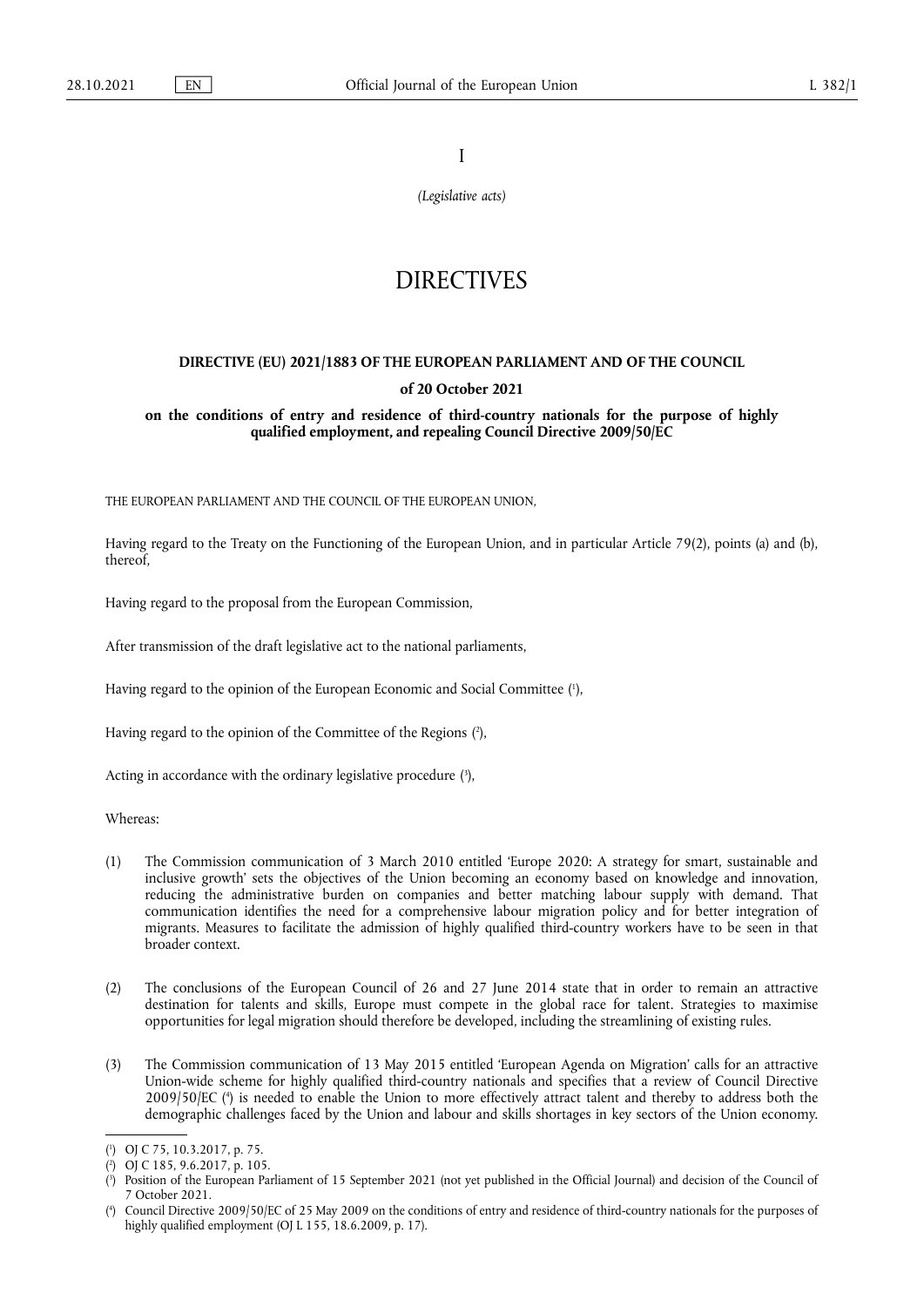I

*(Legislative acts)*

# DIRECTIVES

## DIRECTIVE (EU) 2021/1883 OF THE EUROPEAN PARLIAMENT AND OF THE COUNCIL

### of 20 October 2021

### on the conditions of entry and residence of third-country nationals for the purpose of highly qualified employment, and repealing Council Directive 2009/50/EC

THE EUROPEAN PARLIAMENT AND THE COUNCIL OF THE EUROPEAN UNION,

Having regard to the Treaty on the Functioning of the European Union, and in particular Article 79(2), points (a) and (b), thereof,

Having regard to the proposal from the European Commission,

After transmission of the draft legislative act to the national parliaments,

Having regard to the opinion of the European Economic and Social Committee ([1]),

Having regard to the opinion of the Committee of the Regions ([2]),

Acting in accordance with the ordinary legislative procedure ([3]),

Whereas:

(1) The Commission communication of 3 March 2010 entitled 'Europe 2020: A strategy for smart, sustainable and inclusive growth' sets the objectives of the Union becoming an economy based on knowledge and innovation, reducing the administrative burden on companies and better matching labour supply with demand. That communication identifies the need for a comprehensive labour migration policy and for better integration of migrants. Measures to facilitate the admission of highly qualified third-country workers have to be seen in that broader context.

(2) The conclusions of the European Council of 26 and 27 June 2014 state that in order to remain an attractive destination for talents and skills, Europe must compete in the global race for talent. Strategies to maximise opportunities for legal migration should therefore be developed, including the streamlining of existing rules.

(3) The Commission communication of 13 May 2015 entitled 'European Agenda on Migration' calls for an attractive Union-wide scheme for highly qualified third-country nationals and specifies that a review of Council Directive 2009/50/EC ([4]) is needed to enable the Union to more effectively attract talent and thereby to address both the demographic challenges faced by the Union and labour and skills shortages in key sectors of the Union economy.

---

([1]) OJ C 75, 10.3.2017, p. 75.

([2]) OJ C 185, 9.6.2017, p. 105.

([3]) Position of the European Parliament of 15 September 2021 (not yet published in the Official Journal) and decision of the Council of 7 October 2021.

([4]) Council Directive 2009/50/EC of 25 May 2009 on the conditions of entry and residence of third-country nationals for the purposes of highly qualified employment (OJ L 155, 18.6.2009, p. 17).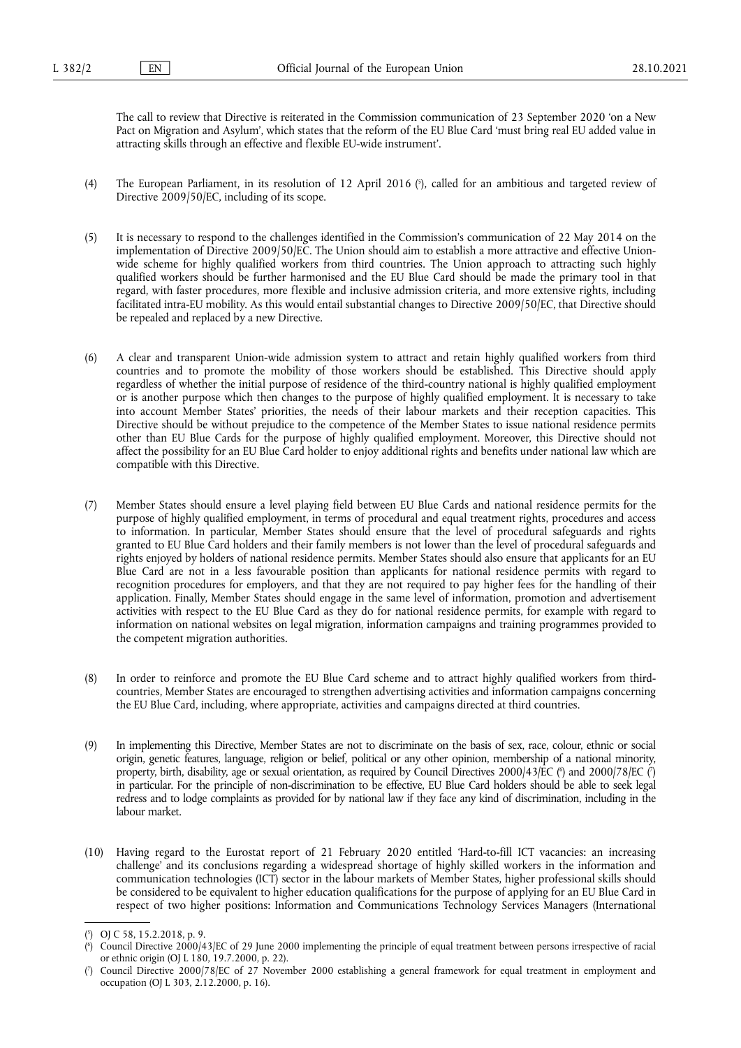The call to review that Directive is reiterated in the Commission communication of 23 September 2020 'on a New Pact on Migration and Asylum', which states that the reform of the EU Blue Card 'must bring real EU added value in attracting skills through an effective and flexible EU-wide instrument'.

(4) The European Parliament, in its resolution of 12 April 2016 [5], called for an ambitious and targeted review of Directive 2009/50/EC, including of its scope.

(5) It is necessary to respond to the challenges identified in the Commission's communication of 22 May 2014 on the implementation of Directive 2009/50/EC. The Union should aim to establish a more attractive and effective Union-wide scheme for highly qualified workers from third countries. The Union approach to attracting such highly qualified workers should be further harmonised and the EU Blue Card should be made the primary tool in that regard, with faster procedures, more flexible and inclusive admission criteria, and more extensive rights, including facilitated intra-EU mobility. As this would entail substantial changes to Directive 2009/50/EC, that Directive should be repealed and replaced by a new Directive.

(6) A clear and transparent Union-wide admission system to attract and retain highly qualified workers from third countries and to promote the mobility of those workers should be established. This Directive should apply regardless of whether the initial purpose of residence of the third-country national is highly qualified employment or is another purpose which then changes to the purpose of highly qualified employment. It is necessary to take into account Member States' priorities, the needs of their labour markets and their reception capacities. This Directive should be without prejudice to the competence of the Member States to issue national residence permits other than EU Blue Cards for the purpose of highly qualified employment. Moreover, this Directive should not affect the possibility for an EU Blue Card holder to enjoy additional rights and benefits under national law which are compatible with this Directive.

(7) Member States should ensure a level playing field between EU Blue Cards and national residence permits for the purpose of highly qualified employment, in terms of procedural and equal treatment rights, procedures and access to information. In particular, Member States should ensure that the level of procedural safeguards and rights granted to EU Blue Card holders and their family members is not lower than the level of procedural safeguards and rights enjoyed by holders of national residence permits. Member States should also ensure that applicants for an EU Blue Card are not in a less favourable position than applicants for national residence permits with regard to recognition procedures for employers, and that they are not required to pay higher fees for the handling of their application. Finally, Member States should engage in the same level of information, promotion and advertisement activities with respect to the EU Blue Card as they do for national residence permits, for example with regard to information on national websites on legal migration, information campaigns and training programmes provided to the competent migration authorities.

(8) In order to reinforce and promote the EU Blue Card scheme and to attract highly qualified workers from third-countries, Member States are encouraged to strengthen advertising activities and information campaigns concerning the EU Blue Card, including, where appropriate, activities and campaigns directed at third countries.

(9) In implementing this Directive, Member States are not to discriminate on the basis of sex, race, colour, ethnic or social origin, genetic features, language, religion or belief, political or any other opinion, membership of a national minority, property, birth, disability, age or sexual orientation, as required by Council Directives 2000/43/EC [6] and 2000/78/EC [7] in particular. For the principle of non-discrimination to be effective, EU Blue Card holders should be able to seek legal redress and to lodge complaints as provided for by national law if they face any kind of discrimination, including in the labour market.

(10) Having regard to the Eurostat report of 21 February 2020 entitled 'Hard-to-fill ICT vacancies: an increasing challenge' and its conclusions regarding a widespread shortage of highly skilled workers in the information and communication technologies (ICT) sector in the labour markets of Member States, higher professional skills should be considered to be equivalent to higher education qualifications for the purpose of applying for an EU Blue Card in respect of two higher positions: Information and Communications Technology Services Managers (International

---

[5] OJ C 58, 15.2.2018, p. 9.

[6] Council Directive 2000/43/EC of 29 June 2000 implementing the principle of equal treatment between persons irrespective of racial or ethnic origin (OJ L 180, 19.7.2000, p. 22).

[7] Council Directive 2000/78/EC of 27 November 2000 establishing a general framework for equal treatment in employment and occupation (OJ L 303, 2.12.2000, p. 16).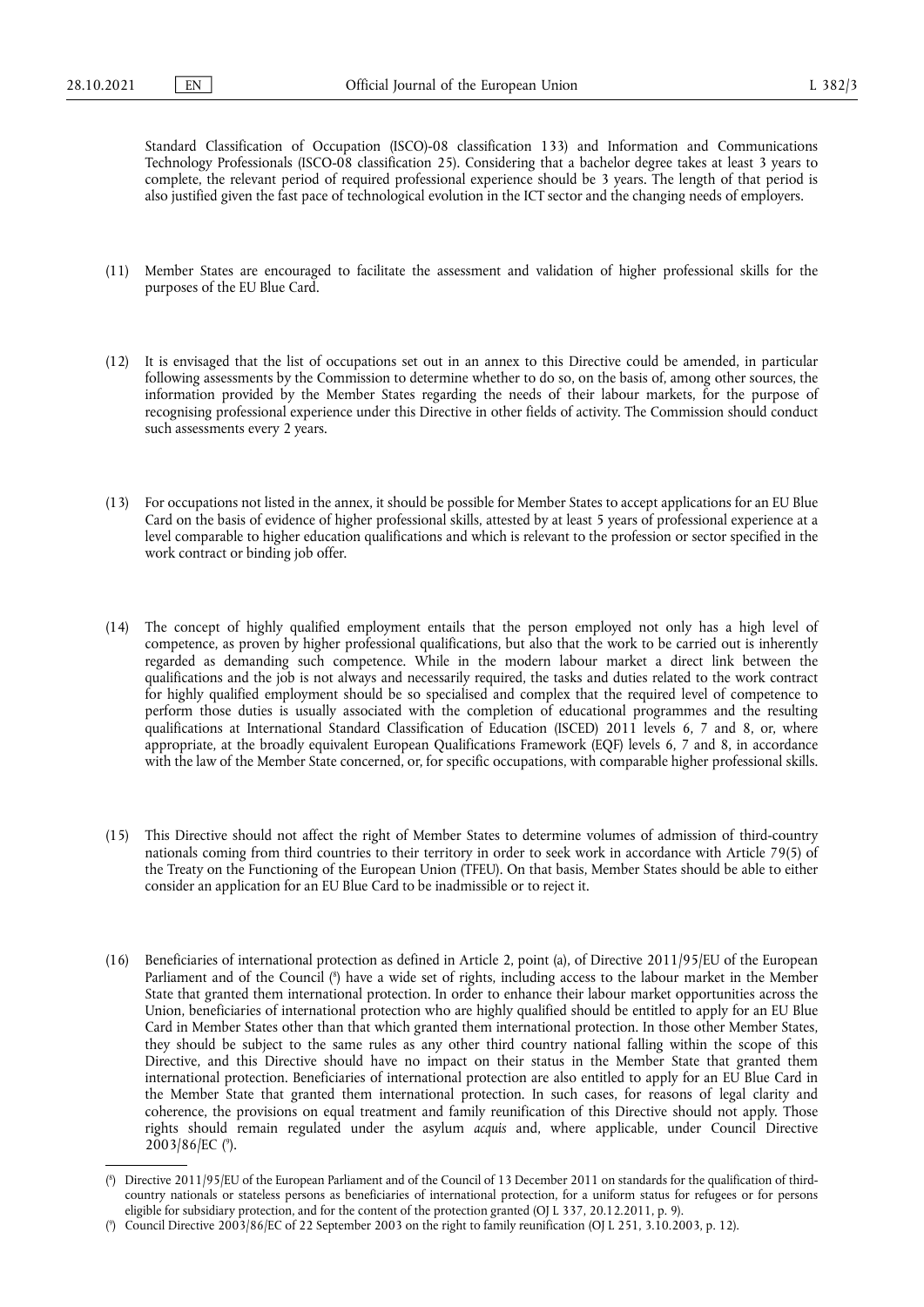Standard Classification of Occupation (ISCO)-08 classification 133) and Information and Communications Technology Professionals (ISCO-08 classification 25). Considering that a bachelor degree takes at least 3 years to complete, the relevant period of required professional experience should be 3 years. The length of that period is also justified given the fast pace of technological evolution in the ICT sector and the changing needs of employers.

(11) Member States are encouraged to facilitate the assessment and validation of higher professional skills for the purposes of the EU Blue Card.

(12) It is envisaged that the list of occupations set out in an annex to this Directive could be amended, in particular following assessments by the Commission to determine whether to do so, on the basis of, among other sources, the information provided by the Member States regarding the needs of their labour markets, for the purpose of recognising professional experience under this Directive in other fields of activity. The Commission should conduct such assessments every 2 years.

(13) For occupations not listed in the annex, it should be possible for Member States to accept applications for an EU Blue Card on the basis of evidence of higher professional skills, attested by at least 5 years of professional experience at a level comparable to higher education qualifications and which is relevant to the profession or sector specified in the work contract or binding job offer.

(14) The concept of highly qualified employment entails that the person employed not only has a high level of competence, as proven by higher professional qualifications, but also that the work to be carried out is inherently regarded as demanding such competence. While in the modern labour market a direct link between the qualifications and the job is not always and necessarily required, the tasks and duties related to the work contract for highly qualified employment should be so specialised and complex that the required level of competence to perform those duties is usually associated with the completion of educational programmes and the resulting qualifications at International Standard Classification of Education (ISCED) 2011 levels 6, 7 and 8, or, where appropriate, at the broadly equivalent European Qualifications Framework (EQF) levels 6, 7 and 8, in accordance with the law of the Member State concerned, or, for specific occupations, with comparable higher professional skills.

(15) This Directive should not affect the right of Member States to determine volumes of admission of third-country nationals coming from third countries to their territory in order to seek work in accordance with Article 79(5) of the Treaty on the Functioning of the European Union (TFEU). On that basis, Member States should be able to either consider an application for an EU Blue Card to be inadmissible or to reject it.

(16) Beneficiaries of international protection as defined in Article 2, point (a), of Directive 2011/95/EU of the European Parliament and of the Council ([8]) have a wide set of rights, including access to the labour market in the Member State that granted them international protection. In order to enhance their labour market opportunities across the Union, beneficiaries of international protection who are highly qualified should be entitled to apply for an EU Blue Card in Member States other than that which granted them international protection. In those other Member States, they should be subject to the same rules as any other third country national falling within the scope of this Directive, and this Directive should have no impact on their status in the Member State that granted them international protection. Beneficiaries of international protection are also entitled to apply for an EU Blue Card in the Member State that granted them international protection. In such cases, for reasons of legal clarity and coherence, the provisions on equal treatment and family reunification of this Directive should not apply. Those rights should remain regulated under the asylum *acquis* and, where applicable, under Council Directive 2003/86/EC ([9]).

---

([8]) Directive 2011/95/EU of the European Parliament and of the Council of 13 December 2011 on standards for the qualification of third-country nationals or stateless persons as beneficiaries of international protection, for a uniform status for refugees or for persons eligible for subsidiary protection, and for the content of the protection granted (OJ L 337, 20.12.2011, p. 9).

([9]) Council Directive 2003/86/EC of 22 September 2003 on the right to family reunification (OJ L 251, 3.10.2003, p. 12).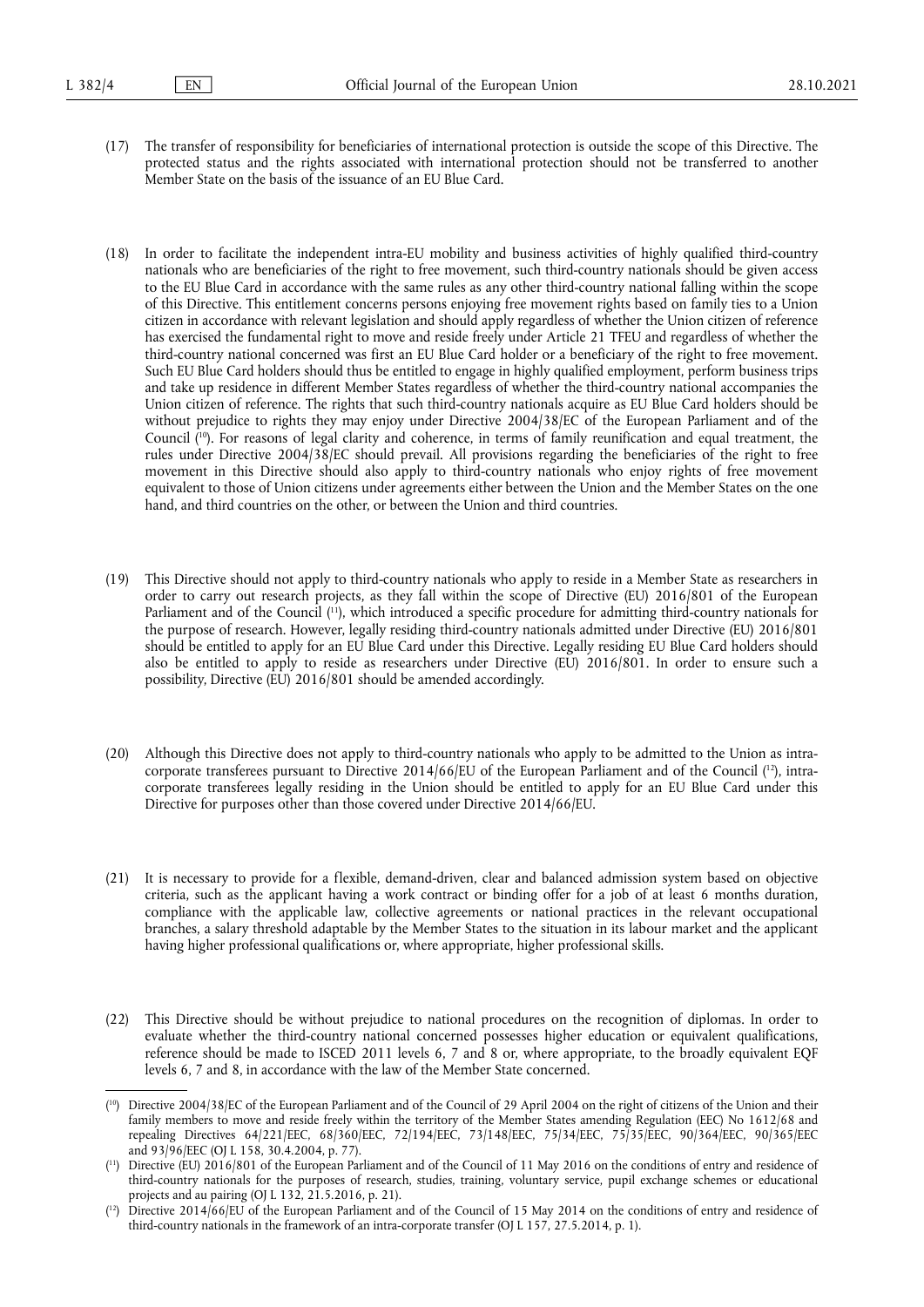(17) The transfer of responsibility for beneficiaries of international protection is outside the scope of this Directive. The protected status and the rights associated with international protection should not be transferred to another Member State on the basis of the issuance of an EU Blue Card.

(18) In order to facilitate the independent intra-EU mobility and business activities of highly qualified third-country nationals who are beneficiaries of the right to free movement, such third-country nationals should be given access to the EU Blue Card in accordance with the same rules as any other third-country national falling within the scope of this Directive. This entitlement concerns persons enjoying free movement rights based on family ties to a Union citizen in accordance with relevant legislation and should apply regardless of whether the Union citizen of reference has exercised the fundamental right to move and reside freely under Article 21 TFEU and regardless of whether the third-country national concerned was first an EU Blue Card holder or a beneficiary of the right to free movement. Such EU Blue Card holders should thus be entitled to engage in highly qualified employment, perform business trips and take up residence in different Member States regardless of whether the third-country national accompanies the Union citizen of reference. The rights that such third-country nationals acquire as EU Blue Card holders should be without prejudice to rights they may enjoy under Directive 2004/38/EC of the European Parliament and of the Council ([10]). For reasons of legal clarity and coherence, in terms of family reunification and equal treatment, the rules under Directive 2004/38/EC should prevail. All provisions regarding the beneficiaries of the right to free movement in this Directive should also apply to third-country nationals who enjoy rights of free movement equivalent to those of Union citizens under agreements either between the Union and the Member States on the one hand, and third countries on the other, or between the Union and third countries.

(19) This Directive should not apply to third-country nationals who apply to reside in a Member State as researchers in order to carry out research projects, as they fall within the scope of Directive (EU) 2016/801 of the European Parliament and of the Council ([11]), which introduced a specific procedure for admitting third-country nationals for the purpose of research. However, legally residing third-country nationals admitted under Directive (EU) 2016/801 should be entitled to apply for an EU Blue Card under this Directive. Legally residing EU Blue Card holders should also be entitled to apply to reside as researchers under Directive (EU) 2016/801. In order to ensure such a possibility, Directive (EU) 2016/801 should be amended accordingly.

(20) Although this Directive does not apply to third-country nationals who apply to be admitted to the Union as intra-corporate transferees pursuant to Directive 2014/66/EU of the European Parliament and of the Council ([12]), intra-corporate transferees legally residing in the Union should be entitled to apply for an EU Blue Card under this Directive for purposes other than those covered under Directive 2014/66/EU.

(21) It is necessary to provide for a flexible, demand-driven, clear and balanced admission system based on objective criteria, such as the applicant having a work contract or binding offer for a job of at least 6 months duration, compliance with the applicable law, collective agreements or national practices in the relevant occupational branches, a salary threshold adaptable by the Member States to the situation in its labour market and the applicant having higher professional qualifications or, where appropriate, higher professional skills.

(22) This Directive should be without prejudice to national procedures on the recognition of diplomas. In order to evaluate whether the third-country national concerned possesses higher education or equivalent qualifications, reference should be made to ISCED 2011 levels 6, 7 and 8 or, where appropriate, to the broadly equivalent EQF levels 6, 7 and 8, in accordance with the law of the Member State concerned.

---

([10]) Directive 2004/38/EC of the European Parliament and of the Council of 29 April 2004 on the right of citizens of the Union and their family members to move and reside freely within the territory of the Member States amending Regulation (EEC) No 1612/68 and repealing Directives 64/221/EEC, 68/360/EEC, 72/194/EEC, 73/148/EEC, 75/34/EEC, 75/35/EEC, 90/364/EEC, 90/365/EEC and 93/96/EEC (OJ L 158, 30.4.2004, p. 77).

([11]) Directive (EU) 2016/801 of the European Parliament and of the Council of 11 May 2016 on the conditions of entry and residence of third-country nationals for the purposes of research, studies, training, voluntary service, pupil exchange schemes or educational projects and au pairing (OJ L 132, 21.5.2016, p. 21).

([12]) Directive 2014/66/EU of the European Parliament and of the Council of 15 May 2014 on the conditions of entry and residence of third-country nationals in the framework of an intra-corporate transfer (OJ L 157, 27.5.2014, p. 1).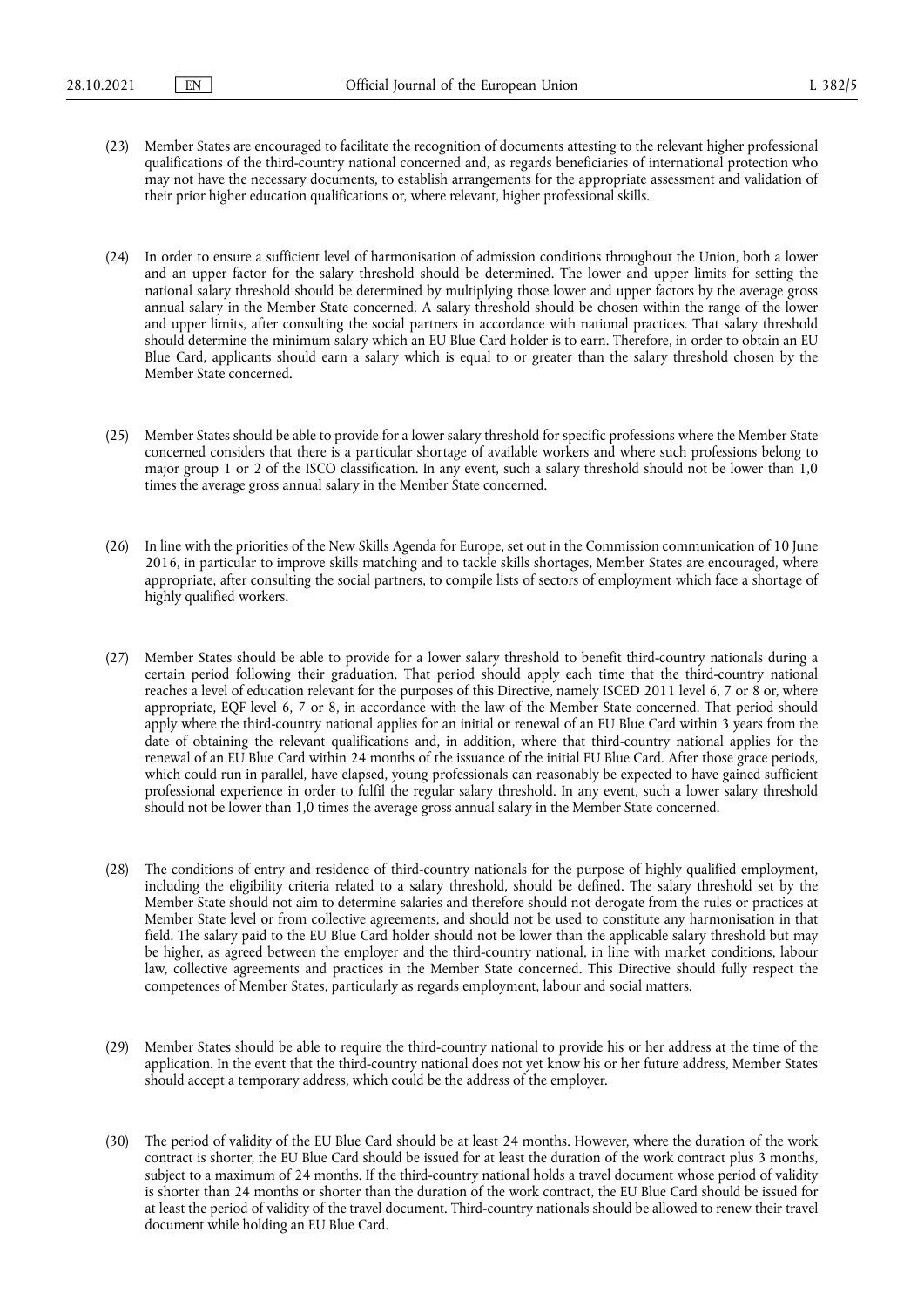(23) Member States are encouraged to facilitate the recognition of documents attesting to the relevant higher professional qualifications of the third-country national concerned and, as regards beneficiaries of international protection who may not have the necessary documents, to establish arrangements for the appropriate assessment and validation of their prior higher education qualifications or, where relevant, higher professional skills.

(24) In order to ensure a sufficient level of harmonisation of admission conditions throughout the Union, both a lower and an upper factor for the salary threshold should be determined. The lower and upper limits for setting the national salary threshold should be determined by multiplying those lower and upper factors by the average gross annual salary in the Member State concerned. A salary threshold should be chosen within the range of the lower and upper limits, after consulting the social partners in accordance with national practices. That salary threshold should determine the minimum salary which an EU Blue Card holder is to earn. Therefore, in order to obtain an EU Blue Card, applicants should earn a salary which is equal to or greater than the salary threshold chosen by the Member State concerned.

(25) Member States should be able to provide for a lower salary threshold for specific professions where the Member State concerned considers that there is a particular shortage of available workers and where such professions belong to major group 1 or 2 of the ISCO classification. In any event, such a salary threshold should not be lower than 1,0 times the average gross annual salary in the Member State concerned.

(26) In line with the priorities of the New Skills Agenda for Europe, set out in the Commission communication of 10 June 2016, in particular to improve skills matching and to tackle skills shortages, Member States are encouraged, where appropriate, after consulting the social partners, to compile lists of sectors of employment which face a shortage of highly qualified workers.

(27) Member States should be able to provide for a lower salary threshold to benefit third-country nationals during a certain period following their graduation. That period should apply each time that the third-country national reaches a level of education relevant for the purposes of this Directive, namely ISCED 2011 level 6, 7 or 8 or, where appropriate, EQF level 6, 7 or 8, in accordance with the law of the Member State concerned. That period should apply where the third-country national applies for an initial or renewal of an EU Blue Card within 3 years from the date of obtaining the relevant qualifications and, in addition, where that third-country national applies for the renewal of an EU Blue Card within 24 months of the issuance of the initial EU Blue Card. After those grace periods, which could run in parallel, have elapsed, young professionals can reasonably be expected to have gained sufficient professional experience in order to fulfil the regular salary threshold. In any event, such a lower salary threshold should not be lower than 1,0 times the average gross annual salary in the Member State concerned.

(28) The conditions of entry and residence of third-country nationals for the purpose of highly qualified employment, including the eligibility criteria related to a salary threshold, should be defined. The salary threshold set by the Member State should not aim to determine salaries and therefore should not derogate from the rules or practices at Member State level or from collective agreements, and should not be used to constitute any harmonisation in that field. The salary paid to the EU Blue Card holder should not be lower than the applicable salary threshold but may be higher, as agreed between the employer and the third-country national, in line with market conditions, labour law, collective agreements and practices in the Member State concerned. This Directive should fully respect the competences of Member States, particularly as regards employment, labour and social matters.

(29) Member States should be able to require the third-country national to provide his or her address at the time of the application. In the event that the third-country national does not yet know his or her future address, Member States should accept a temporary address, which could be the address of the employer.

(30) The period of validity of the EU Blue Card should be at least 24 months. However, where the duration of the work contract is shorter, the EU Blue Card should be issued for at least the duration of the work contract plus 3 months, subject to a maximum of 24 months. If the third-country national holds a travel document whose period of validity is shorter than 24 months or shorter than the duration of the work contract, the EU Blue Card should be issued for at least the period of validity of the travel document. Third-country nationals should be allowed to renew their travel document while holding an EU Blue Card.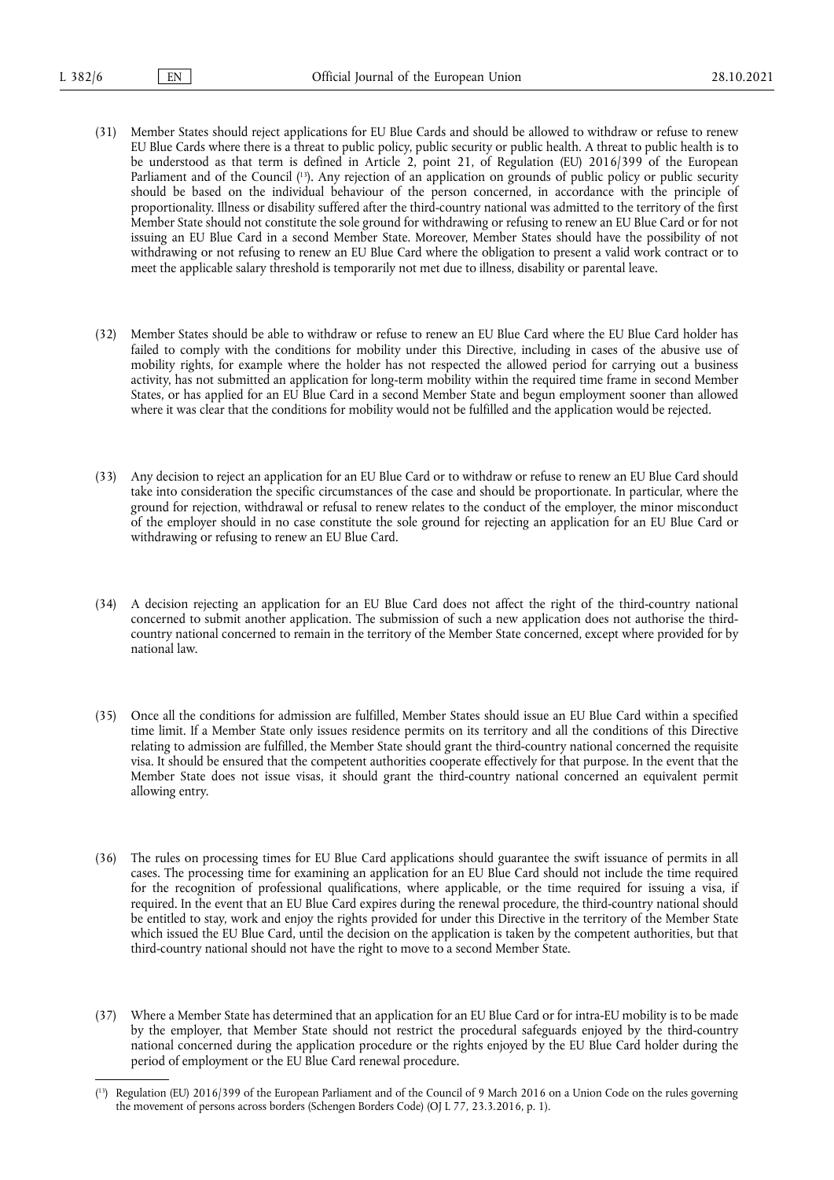(31) Member States should reject applications for EU Blue Cards and should be allowed to withdraw or refuse to renew EU Blue Cards where there is a threat to public policy, public security or public health. A threat to public health is to be understood as that term is defined in Article 2, point 21, of Regulation (EU) 2016/399 of the European Parliament and of the Council [13]. Any rejection of an application on grounds of public policy or public security should be based on the individual behaviour of the person concerned, in accordance with the principle of proportionality. Illness or disability suffered after the third-country national was admitted to the territory of the first Member State should not constitute the sole ground for withdrawing or refusing to renew an EU Blue Card or for not issuing an EU Blue Card in a second Member State. Moreover, Member States should have the possibility of not withdrawing or not refusing to renew an EU Blue Card where the obligation to present a valid work contract or to meet the applicable salary threshold is temporarily not met due to illness, disability or parental leave.

(32) Member States should be able to withdraw or refuse to renew an EU Blue Card where the EU Blue Card holder has failed to comply with the conditions for mobility under this Directive, including in cases of the abusive use of mobility rights, for example where the holder has not respected the allowed period for carrying out a business activity, has not submitted an application for long-term mobility within the required time frame in second Member States, or has applied for an EU Blue Card in a second Member State and begun employment sooner than allowed where it was clear that the conditions for mobility would not be fulfilled and the application would be rejected.

(33) Any decision to reject an application for an EU Blue Card or to withdraw or refuse to renew an EU Blue Card should take into consideration the specific circumstances of the case and should be proportionate. In particular, where the ground for rejection, withdrawal or refusal to renew relates to the conduct of the employer, the minor misconduct of the employer should in no case constitute the sole ground for rejecting an application for an EU Blue Card or withdrawing or refusing to renew an EU Blue Card.

(34) A decision rejecting an application for an EU Blue Card does not affect the right of the third-country national concerned to submit another application. The submission of such a new application does not authorise the third-country national concerned to remain in the territory of the Member State concerned, except where provided for by national law.

(35) Once all the conditions for admission are fulfilled, Member States should issue an EU Blue Card within a specified time limit. If a Member State only issues residence permits on its territory and all the conditions of this Directive relating to admission are fulfilled, the Member State should grant the third-country national concerned the requisite visa. It should be ensured that the competent authorities cooperate effectively for that purpose. In the event that the Member State does not issue visas, it should grant the third-country national concerned an equivalent permit allowing entry.

(36) The rules on processing times for EU Blue Card applications should guarantee the swift issuance of permits in all cases. The processing time for examining an application for an EU Blue Card should not include the time required for the recognition of professional qualifications, where applicable, or the time required for issuing a visa, if required. In the event that an EU Blue Card expires during the renewal procedure, the third-country national should be entitled to stay, work and enjoy the rights provided for under this Directive in the territory of the Member State which issued the EU Blue Card, until the decision on the application is taken by the competent authorities, but that third-country national should not have the right to move to a second Member State.

(37) Where a Member State has determined that an application for an EU Blue Card or for intra-EU mobility is to be made by the employer, that Member State should not restrict the procedural safeguards enjoyed by the third-country national concerned during the application procedure or the rights enjoyed by the EU Blue Card holder during the period of employment or the EU Blue Card renewal procedure.

---

[13] Regulation (EU) 2016/399 of the European Parliament and of the Council of 9 March 2016 on a Union Code on the rules governing the movement of persons across borders (Schengen Borders Code) (OJ L 77, 23.3.2016, p. 1).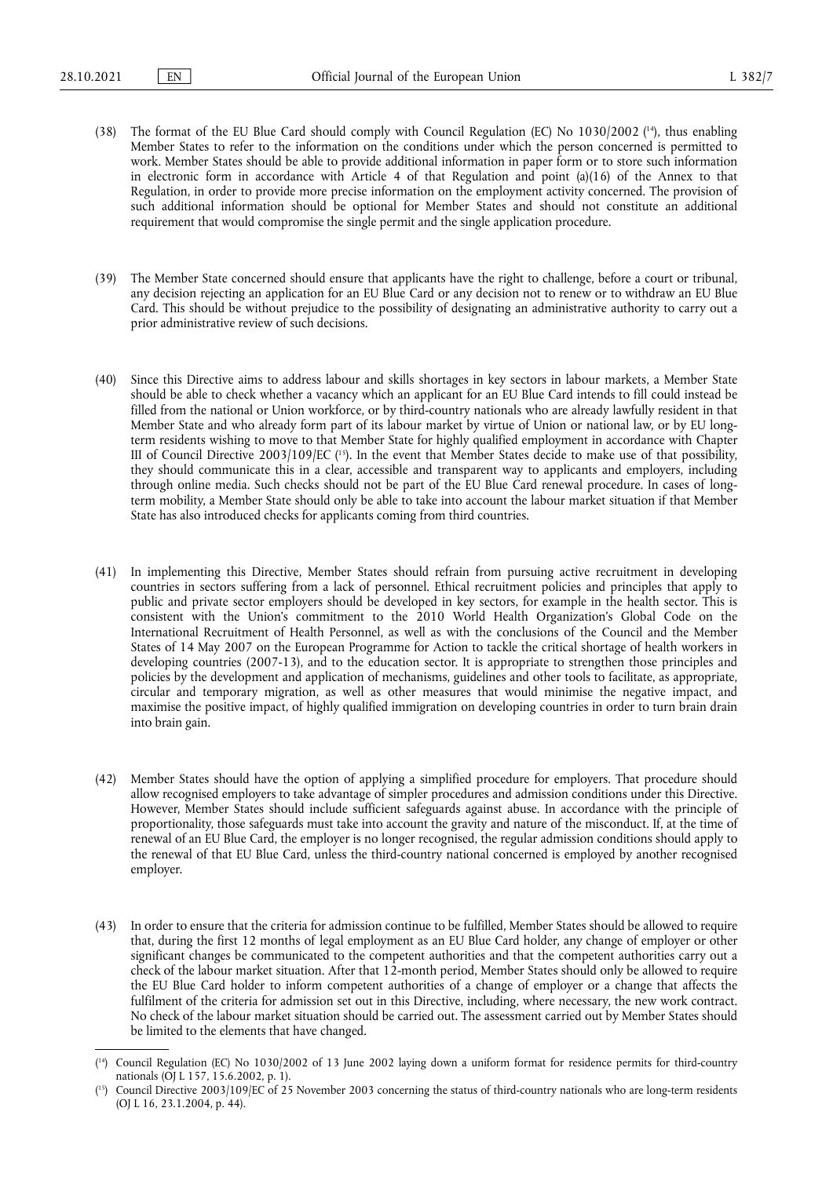(38) The format of the EU Blue Card should comply with Council Regulation (EC) No 1030/2002 [14], thus enabling Member States to refer to the information on the conditions under which the person concerned is permitted to work. Member States should be able to provide additional information in paper form or to store such information in electronic form in accordance with Article 4 of that Regulation and point (a)(16) of the Annex to that Regulation, in order to provide more precise information on the employment activity concerned. The provision of such additional information should be optional for Member States and should not constitute an additional requirement that would compromise the single permit and the single application procedure.

(39) The Member State concerned should ensure that applicants have the right to challenge, before a court or tribunal, any decision rejecting an application for an EU Blue Card or any decision not to renew or to withdraw an EU Blue Card. This should be without prejudice to the possibility of designating an administrative authority to carry out a prior administrative review of such decisions.

(40) Since this Directive aims to address labour and skills shortages in key sectors in labour markets, a Member State should be able to check whether a vacancy which an applicant for an EU Blue Card intends to fill could instead be filled from the national or Union workforce, or by third-country nationals who are already lawfully resident in that Member State and who already form part of its labour market by virtue of Union or national law, or by EU long-term residents wishing to move to that Member State for highly qualified employment in accordance with Chapter III of Council Directive 2003/109/EC [15]. In the event that Member States decide to make use of that possibility, they should communicate this in a clear, accessible and transparent way to applicants and employers, including through online media. Such checks should not be part of the EU Blue Card renewal procedure. In cases of long-term mobility, a Member State should only be able to take into account the labour market situation if that Member State has also introduced checks for applicants coming from third countries.

(41) In implementing this Directive, Member States should refrain from pursuing active recruitment in developing countries in sectors suffering from a lack of personnel. Ethical recruitment policies and principles that apply to public and private sector employers should be developed in key sectors, for example in the health sector. This is consistent with the Union's commitment to the 2010 World Health Organization's Global Code on the International Recruitment of Health Personnel, as well as with the conclusions of the Council and the Member States of 14 May 2007 on the European Programme for Action to tackle the critical shortage of health workers in developing countries (2007-13), and to the education sector. It is appropriate to strengthen those principles and policies by the development and application of mechanisms, guidelines and other tools to facilitate, as appropriate, circular and temporary migration, as well as other measures that would minimise the negative impact, and maximise the positive impact, of highly qualified immigration on developing countries in order to turn brain drain into brain gain.

(42) Member States should have the option of applying a simplified procedure for employers. That procedure should allow recognised employers to take advantage of simpler procedures and admission conditions under this Directive. However, Member States should include sufficient safeguards against abuse. In accordance with the principle of proportionality, those safeguards must take into account the gravity and nature of the misconduct. If, at the time of renewal of an EU Blue Card, the employer is no longer recognised, the regular admission conditions should apply to the renewal of that EU Blue Card, unless the third-country national concerned is employed by another recognised employer.

(43) In order to ensure that the criteria for admission continue to be fulfilled, Member States should be allowed to require that, during the first 12 months of legal employment as an EU Blue Card holder, any change of employer or other significant changes be communicated to the competent authorities and that the competent authorities carry out a check of the labour market situation. After that 12-month period, Member States should only be allowed to require the EU Blue Card holder to inform competent authorities of a change of employer or a change that affects the fulfilment of the criteria for admission set out in this Directive, including, where necessary, the new work contract. No check of the labour market situation should be carried out. The assessment carried out by Member States should be limited to the elements that have changed.

---

[14] Council Regulation (EC) No 1030/2002 of 13 June 2002 laying down a uniform format for residence permits for third-country nationals (OJ L 157, 15.6.2002, p. 1).

[15] Council Directive 2003/109/EC of 25 November 2003 concerning the status of third-country nationals who are long-term residents (OJ L 16, 23.1.2004, p. 44).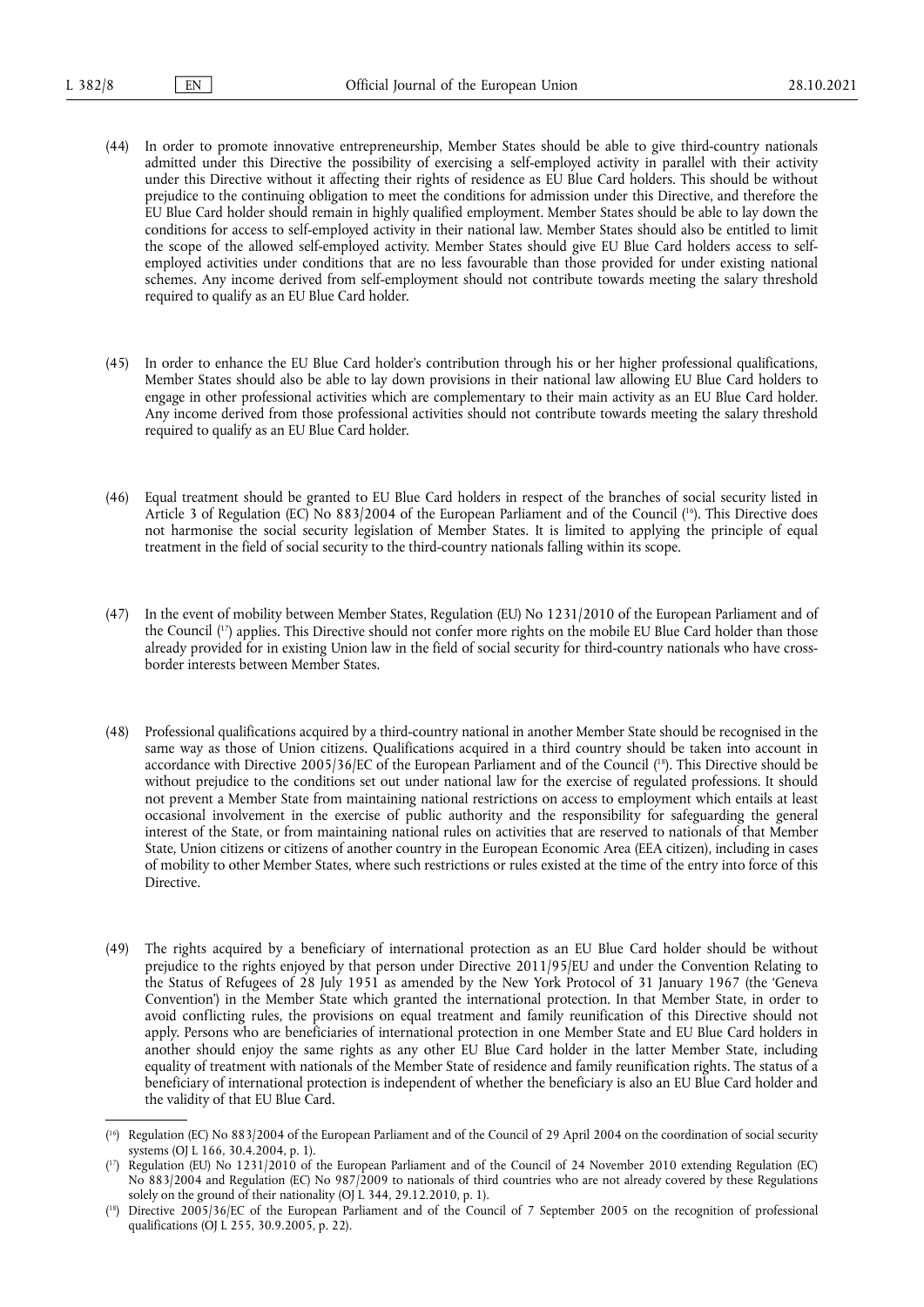(44) In order to promote innovative entrepreneurship, Member States should be able to give third-country nationals admitted under this Directive the possibility of exercising a self-employed activity in parallel with their activity under this Directive without it affecting their rights of residence as EU Blue Card holders. This should be without prejudice to the continuing obligation to meet the conditions for admission under this Directive, and therefore the EU Blue Card holder should remain in highly qualified employment. Member States should be able to lay down the conditions for access to self-employed activity in their national law. Member States should also be entitled to limit the scope of the allowed self-employed activity. Member States should give EU Blue Card holders access to self-employed activities under conditions that are no less favourable than those provided for under existing national schemes. Any income derived from self-employment should not contribute towards meeting the salary threshold required to qualify as an EU Blue Card holder.

(45) In order to enhance the EU Blue Card holder's contribution through his or her higher professional qualifications, Member States should also be able to lay down provisions in their national law allowing EU Blue Card holders to engage in other professional activities which are complementary to their main activity as an EU Blue Card holder. Any income derived from those professional activities should not contribute towards meeting the salary threshold required to qualify as an EU Blue Card holder.

(46) Equal treatment should be granted to EU Blue Card holders in respect of the branches of social security listed in Article 3 of Regulation (EC) No 883/2004 of the European Parliament and of the Council ([16]). This Directive does not harmonise the social security legislation of Member States. It is limited to applying the principle of equal treatment in the field of social security to the third-country nationals falling within its scope.

(47) In the event of mobility between Member States, Regulation (EU) No 1231/2010 of the European Parliament and of the Council ([17]) applies. This Directive should not confer more rights on the mobile EU Blue Card holder than those already provided for in existing Union law in the field of social security for third-country nationals who have cross-border interests between Member States.

(48) Professional qualifications acquired by a third-country national in another Member State should be recognised in the same way as those of Union citizens. Qualifications acquired in a third country should be taken into account in accordance with Directive 2005/36/EC of the European Parliament and of the Council ([18]). This Directive should be without prejudice to the conditions set out under national law for the exercise of regulated professions. It should not prevent a Member State from maintaining national restrictions on access to employment which entails at least occasional involvement in the exercise of public authority and the responsibility for safeguarding the general interest of the State, or from maintaining national rules on activities that are reserved to nationals of that Member State, Union citizens or citizens of another country in the European Economic Area (EEA citizen), including in cases of mobility to other Member States, where such restrictions or rules existed at the time of the entry into force of this Directive.

(49) The rights acquired by a beneficiary of international protection as an EU Blue Card holder should be without prejudice to the rights enjoyed by that person under Directive 2011/95/EU and under the Convention Relating to the Status of Refugees of 28 July 1951 as amended by the New York Protocol of 31 January 1967 (the 'Geneva Convention') in the Member State which granted the international protection. In that Member State, in order to avoid conflicting rules, the provisions on equal treatment and family reunification of this Directive should not apply. Persons who are beneficiaries of international protection in one Member State and EU Blue Card holders in another should enjoy the same rights as any other EU Blue Card holder in the latter Member State, including equality of treatment with nationals of the Member State of residence and family reunification rights. The status of a beneficiary of international protection is independent of whether the beneficiary is also an EU Blue Card holder and the validity of that EU Blue Card.

---

([16]) Regulation (EC) No 883/2004 of the European Parliament and of the Council of 29 April 2004 on the coordination of social security systems (OJ L 166, 30.4.2004, p. 1).

([17]) Regulation (EU) No 1231/2010 of the European Parliament and of the Council of 24 November 2010 extending Regulation (EC) No 883/2004 and Regulation (EC) No 987/2009 to nationals of third countries who are not already covered by these Regulations solely on the ground of their nationality (OJ L 344, 29.12.2010, p. 1).

([18]) Directive 2005/36/EC of the European Parliament and of the Council of 7 September 2005 on the recognition of professional qualifications (OJ L 255, 30.9.2005, p. 22).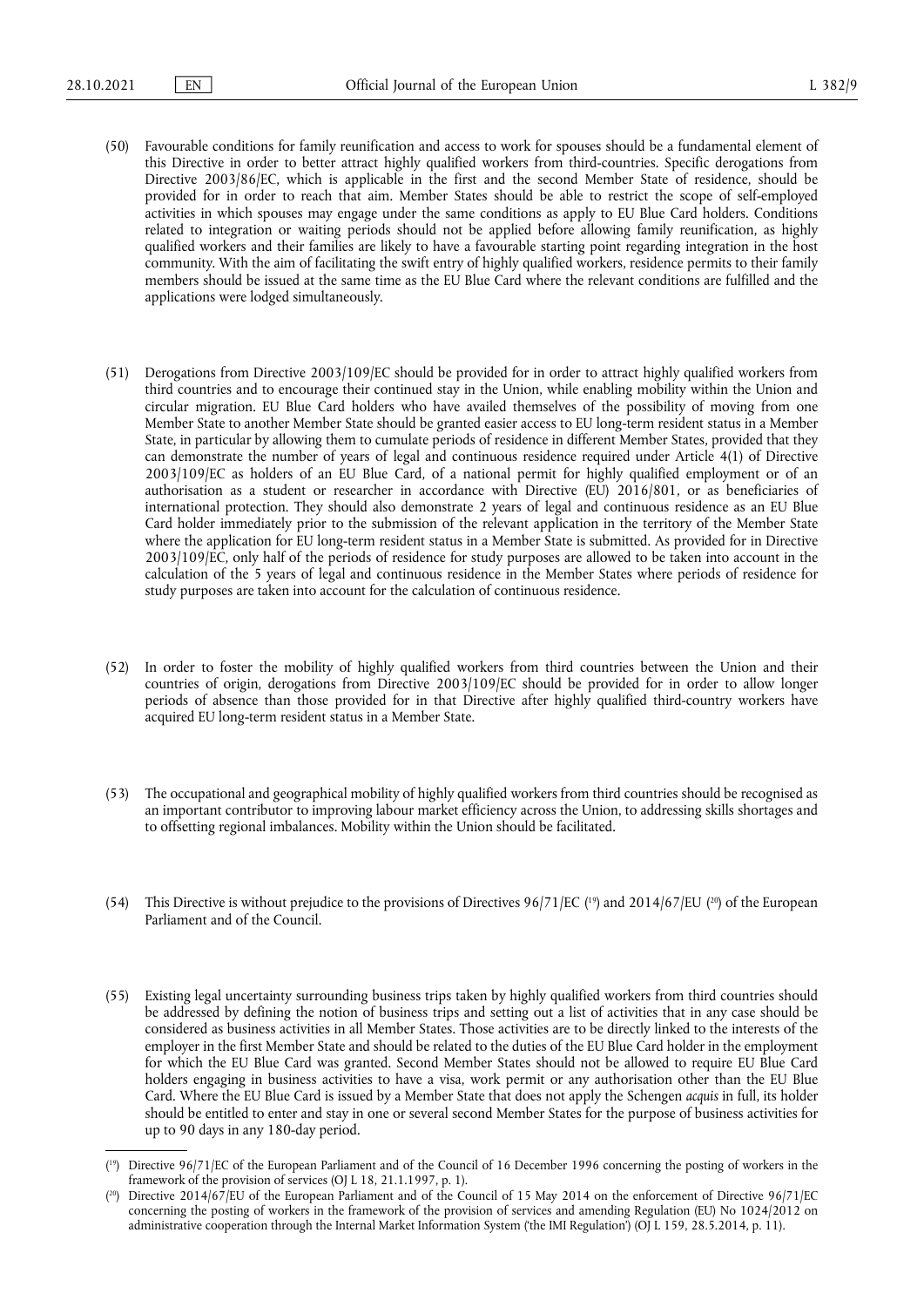(50) Favourable conditions for family reunification and access to work for spouses should be a fundamental element of this Directive in order to better attract highly qualified workers from third-countries. Specific derogations from Directive 2003/86/EC, which is applicable in the first and the second Member State of residence, should be provided for in order to reach that aim. Member States should be able to restrict the scope of self-employed activities in which spouses may engage under the same conditions as apply to EU Blue Card holders. Conditions related to integration or waiting periods should not be applied before allowing family reunification, as highly qualified workers and their families are likely to have a favourable starting point regarding integration in the host community. With the aim of facilitating the swift entry of highly qualified workers, residence permits to their family members should be issued at the same time as the EU Blue Card where the relevant conditions are fulfilled and the applications were lodged simultaneously.

(51) Derogations from Directive 2003/109/EC should be provided for in order to attract highly qualified workers from third countries and to encourage their continued stay in the Union, while enabling mobility within the Union and circular migration. EU Blue Card holders who have availed themselves of the possibility of moving from one Member State to another Member State should be granted easier access to EU long-term resident status in a Member State, in particular by allowing them to cumulate periods of residence in different Member States, provided that they can demonstrate the number of years of legal and continuous residence required under Article 4(1) of Directive 2003/109/EC as holders of an EU Blue Card, of a national permit for highly qualified employment or of an authorisation as a student or researcher in accordance with Directive (EU) 2016/801, or as beneficiaries of international protection. They should also demonstrate 2 years of legal and continuous residence as an EU Blue Card holder immediately prior to the submission of the relevant application in the territory of the Member State where the application for EU long-term resident status in a Member State is submitted. As provided for in Directive 2003/109/EC, only half of the periods of residence for study purposes are allowed to be taken into account in the calculation of the 5 years of legal and continuous residence in the Member States where periods of residence for study purposes are taken into account for the calculation of continuous residence.

(52) In order to foster the mobility of highly qualified workers from third countries between the Union and their countries of origin, derogations from Directive 2003/109/EC should be provided for in order to allow longer periods of absence than those provided for in that Directive after highly qualified third-country workers have acquired EU long-term resident status in a Member State.

(53) The occupational and geographical mobility of highly qualified workers from third countries should be recognised as an important contributor to improving labour market efficiency across the Union, to addressing skills shortages and to offsetting regional imbalances. Mobility within the Union should be facilitated.

(54) This Directive is without prejudice to the provisions of Directives 96/71/EC ([19]) and 2014/67/EU ([20]) of the European Parliament and of the Council.

(55) Existing legal uncertainty surrounding business trips taken by highly qualified workers from third countries should be addressed by defining the notion of business trips and setting out a list of activities that in any case should be considered as business activities in all Member States. Those activities are to be directly linked to the interests of the employer in the first Member State and should be related to the duties of the EU Blue Card holder in the employment for which the EU Blue Card was granted. Second Member States should not be allowed to require EU Blue Card holders engaging in business activities to have a visa, work permit or any authorisation other than the EU Blue Card. Where the EU Blue Card is issued by a Member State that does not apply the Schengen *acquis* in full, its holder should be entitled to enter and stay in one or several second Member States for the purpose of business activities for up to 90 days in any 180-day period.

---

([19]) Directive 96/71/EC of the European Parliament and of the Council of 16 December 1996 concerning the posting of workers in the framework of the provision of services (OJ L 18, 21.1.1997, p. 1).

([20]) Directive 2014/67/EU of the European Parliament and of the Council of 15 May 2014 on the enforcement of Directive 96/71/EC concerning the posting of workers in the framework of the provision of services and amending Regulation (EU) No 1024/2012 on administrative cooperation through the Internal Market Information System ('the IMI Regulation') (OJ L 159, 28.5.2014, p. 11).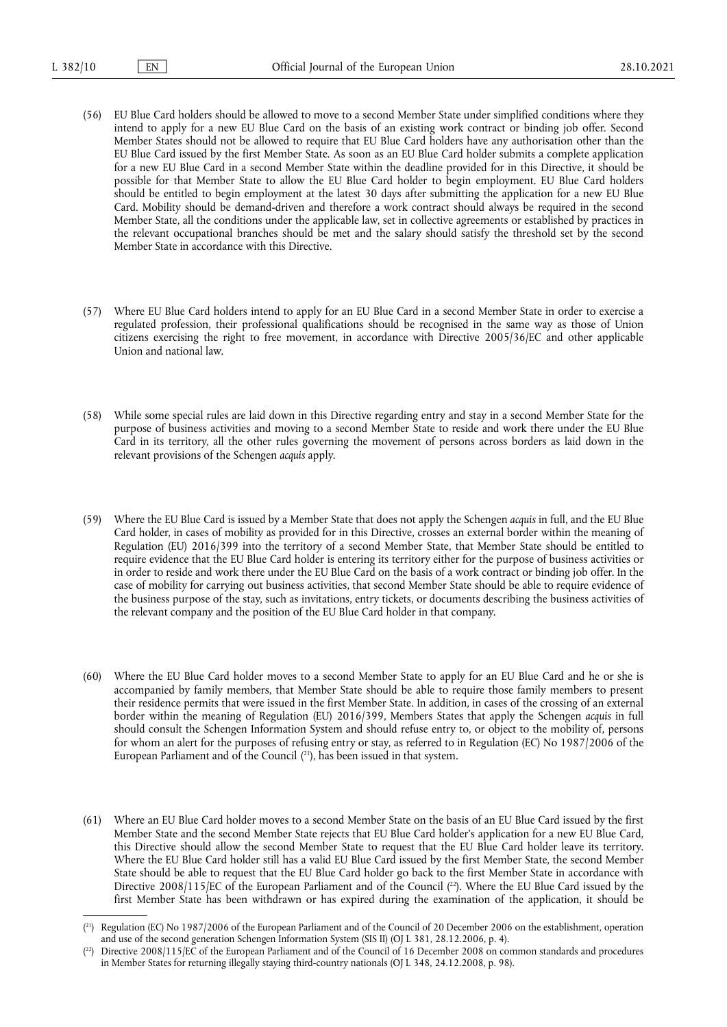(56) EU Blue Card holders should be allowed to move to a second Member State under simplified conditions where they intend to apply for a new EU Blue Card on the basis of an existing work contract or binding job offer. Second Member States should not be allowed to require that EU Blue Card holders have any authorisation other than the EU Blue Card issued by the first Member State. As soon as an EU Blue Card holder submits a complete application for a new EU Blue Card in a second Member State within the deadline provided for in this Directive, it should be possible for that Member State to allow the EU Blue Card holder to begin employment. EU Blue Card holders should be entitled to begin employment at the latest 30 days after submitting the application for a new EU Blue Card. Mobility should be demand-driven and therefore a work contract should always be required in the second Member State, all the conditions under the applicable law, set in collective agreements or established by practices in the relevant occupational branches should be met and the salary should satisfy the threshold set by the second Member State in accordance with this Directive.

(57) Where EU Blue Card holders intend to apply for an EU Blue Card in a second Member State in order to exercise a regulated profession, their professional qualifications should be recognised in the same way as those of Union citizens exercising the right to free movement, in accordance with Directive 2005/36/EC and other applicable Union and national law.

(58) While some special rules are laid down in this Directive regarding entry and stay in a second Member State for the purpose of business activities and moving to a second Member State to reside and work there under the EU Blue Card in its territory, all the other rules governing the movement of persons across borders as laid down in the relevant provisions of the Schengen *acquis* apply.

(59) Where the EU Blue Card is issued by a Member State that does not apply the Schengen *acquis* in full, and the EU Blue Card holder, in cases of mobility as provided for in this Directive, crosses an external border within the meaning of Regulation (EU) 2016/399 into the territory of a second Member State, that Member State should be entitled to require evidence that the EU Blue Card holder is entering its territory either for the purpose of business activities or in order to reside and work there under the EU Blue Card on the basis of a work contract or binding job offer. In the case of mobility for carrying out business activities, that second Member State should be able to require evidence of the business purpose of the stay, such as invitations, entry tickets, or documents describing the business activities of the relevant company and the position of the EU Blue Card holder in that company.

(60) Where the EU Blue Card holder moves to a second Member State to apply for an EU Blue Card and he or she is accompanied by family members, that Member State should be able to require those family members to present their residence permits that were issued in the first Member State. In addition, in cases of the crossing of an external border within the meaning of Regulation (EU) 2016/399, Members States that apply the Schengen *acquis* in full should consult the Schengen Information System and should refuse entry to, or object to the mobility of, persons for whom an alert for the purposes of refusing entry or stay, as referred to in Regulation (EC) No 1987/2006 of the European Parliament and of the Council [21], has been issued in that system.

(61) Where an EU Blue Card holder moves to a second Member State on the basis of an EU Blue Card issued by the first Member State and the second Member State rejects that EU Blue Card holder's application for a new EU Blue Card, this Directive should allow the second Member State to request that the EU Blue Card holder leave its territory. Where the EU Blue Card holder still has a valid EU Blue Card issued by the first Member State, the second Member State should be able to request that the EU Blue Card holder go back to the first Member State in accordance with Directive 2008/115/EC of the European Parliament and of the Council [22]. Where the EU Blue Card issued by the first Member State has been withdrawn or has expired during the examination of the application, it should be

---

[21] Regulation (EC) No 1987/2006 of the European Parliament and of the Council of 20 December 2006 on the establishment, operation and use of the second generation Schengen Information System (SIS II) (OJ L 381, 28.12.2006, p. 4).

[22] Directive 2008/115/EC of the European Parliament and of the Council of 16 December 2008 on common standards and procedures in Member States for returning illegally staying third-country nationals (OJ L 348, 24.12.2008, p. 98).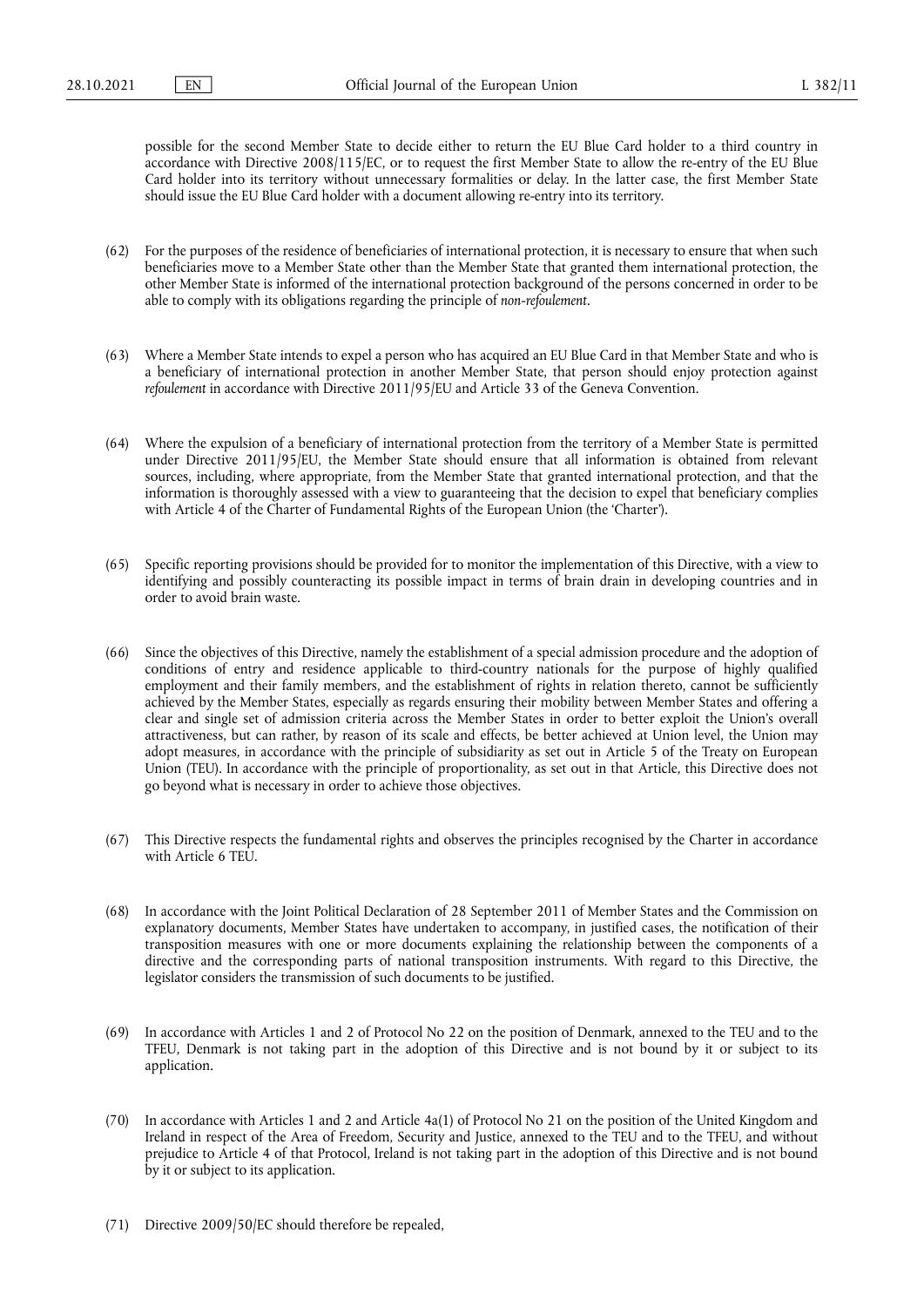possible for the second Member State to decide either to return the EU Blue Card holder to a third country in accordance with Directive 2008/115/EC, or to request the first Member State to allow the re-entry of the EU Blue Card holder into its territory without unnecessary formalities or delay. In the latter case, the first Member State should issue the EU Blue Card holder with a document allowing re-entry into its territory.

(62) For the purposes of the residence of beneficiaries of international protection, it is necessary to ensure that when such beneficiaries move to a Member State other than the Member State that granted them international protection, the other Member State is informed of the international protection background of the persons concerned in order to be able to comply with its obligations regarding the principle of *non-refoulement*.

(63) Where a Member State intends to expel a person who has acquired an EU Blue Card in that Member State and who is a beneficiary of international protection in another Member State, that person should enjoy protection against *refoulement* in accordance with Directive 2011/95/EU and Article 33 of the Geneva Convention.

(64) Where the expulsion of a beneficiary of international protection from the territory of a Member State is permitted under Directive 2011/95/EU, the Member State should ensure that all information is obtained from relevant sources, including, where appropriate, from the Member State that granted international protection, and that the information is thoroughly assessed with a view to guaranteeing that the decision to expel that beneficiary complies with Article 4 of the Charter of Fundamental Rights of the European Union (the 'Charter').

(65) Specific reporting provisions should be provided for to monitor the implementation of this Directive, with a view to identifying and possibly counteracting its possible impact in terms of brain drain in developing countries and in order to avoid brain waste.

(66) Since the objectives of this Directive, namely the establishment of a special admission procedure and the adoption of conditions of entry and residence applicable to third-country nationals for the purpose of highly qualified employment and their family members, and the establishment of rights in relation thereto, cannot be sufficiently achieved by the Member States, especially as regards ensuring their mobility between Member States and offering a clear and single set of admission criteria across the Member States in order to better exploit the Union's overall attractiveness, but can rather, by reason of its scale and effects, be better achieved at Union level, the Union may adopt measures, in accordance with the principle of subsidiarity as set out in Article 5 of the Treaty on European Union (TEU). In accordance with the principle of proportionality, as set out in that Article, this Directive does not go beyond what is necessary in order to achieve those objectives.

(67) This Directive respects the fundamental rights and observes the principles recognised by the Charter in accordance with Article 6 TEU.

(68) In accordance with the Joint Political Declaration of 28 September 2011 of Member States and the Commission on explanatory documents, Member States have undertaken to accompany, in justified cases, the notification of their transposition measures with one or more documents explaining the relationship between the components of a directive and the corresponding parts of national transposition instruments. With regard to this Directive, the legislator considers the transmission of such documents to be justified.

(69) In accordance with Articles 1 and 2 of Protocol No 22 on the position of Denmark, annexed to the TEU and to the TFEU, Denmark is not taking part in the adoption of this Directive and is not bound by it or subject to its application.

(70) In accordance with Articles 1 and 2 and Article 4a(1) of Protocol No 21 on the position of the United Kingdom and Ireland in respect of the Area of Freedom, Security and Justice, annexed to the TEU and to the TFEU, and without prejudice to Article 4 of that Protocol, Ireland is not taking part in the adoption of this Directive and is not bound by it or subject to its application.

(71) Directive 2009/50/EC should therefore be repealed,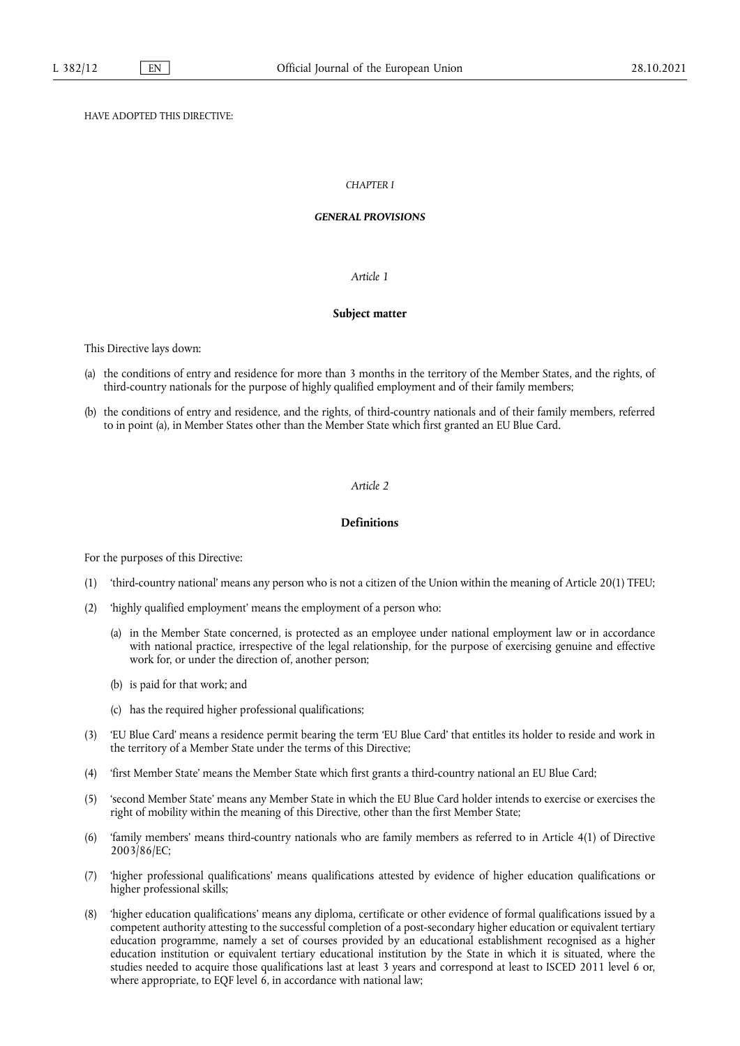HAVE ADOPTED THIS DIRECTIVE:

## *CHAPTER I*

## ***GENERAL PROVISIONS***

### *Article 1*

### **Subject matter**

This Directive lays down:

(a) the conditions of entry and residence for more than 3 months in the territory of the Member States, and the rights, of third-country nationals for the purpose of highly qualified employment and of their family members;

(b) the conditions of entry and residence, and the rights, of third-country nationals and of their family members, referred to in point (a), in Member States other than the Member State which first granted an EU Blue Card.

### *Article 2*

### **Definitions**

For the purposes of this Directive:

(1) 'third-country national' means any person who is not a citizen of the Union within the meaning of Article 20(1) TFEU;

(2) 'highly qualified employment' means the employment of a person who:

   (a) in the Member State concerned, is protected as an employee under national employment law or in accordance with national practice, irrespective of the legal relationship, for the purpose of exercising genuine and effective work for, or under the direction of, another person;

   (b) is paid for that work; and

   (c) has the required higher professional qualifications;

(3) 'EU Blue Card' means a residence permit bearing the term 'EU Blue Card' that entitles its holder to reside and work in the territory of a Member State under the terms of this Directive;

(4) 'first Member State' means the Member State which first grants a third-country national an EU Blue Card;

(5) 'second Member State' means any Member State in which the EU Blue Card holder intends to exercise or exercises the right of mobility within the meaning of this Directive, other than the first Member State;

(6) 'family members' means third-country nationals who are family members as referred to in Article 4(1) of Directive 2003/86/EC;

(7) 'higher professional qualifications' means qualifications attested by evidence of higher education qualifications or higher professional skills;

(8) 'higher education qualifications' means any diploma, certificate or other evidence of formal qualifications issued by a competent authority attesting to the successful completion of a post-secondary higher education or equivalent tertiary education programme, namely a set of courses provided by an educational establishment recognised as a higher education institution or equivalent tertiary educational institution by the State in which it is situated, where the studies needed to acquire those qualifications last at least 3 years and correspond at least to ISCED 2011 level 6 or, where appropriate, to EQF level 6, in accordance with national law;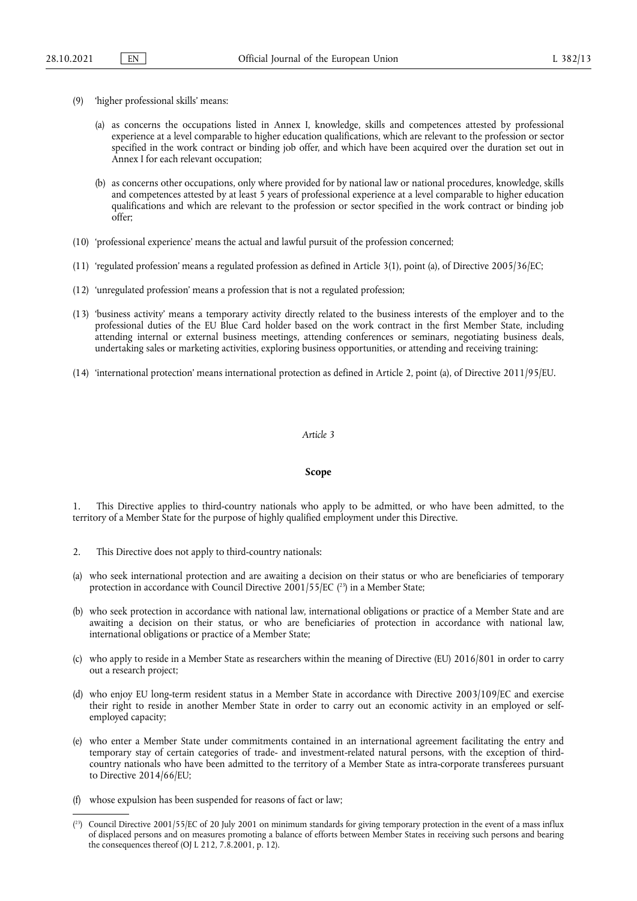(9) 'higher professional skills' means:

(a) as concerns the occupations listed in Annex I, knowledge, skills and competences attested by professional experience at a level comparable to higher education qualifications, which are relevant to the profession or sector specified in the work contract or binding job offer, and which have been acquired over the duration set out in Annex I for each relevant occupation;

(b) as concerns other occupations, only where provided for by national law or national procedures, knowledge, skills and competences attested by at least 5 years of professional experience at a level comparable to higher education qualifications and which are relevant to the profession or sector specified in the work contract or binding job offer;

(10) 'professional experience' means the actual and lawful pursuit of the profession concerned;

(11) 'regulated profession' means a regulated profession as defined in Article 3(1), point (a), of Directive 2005/36/EC;

(12) 'unregulated profession' means a profession that is not a regulated profession;

(13) 'business activity' means a temporary activity directly related to the business interests of the employer and to the professional duties of the EU Blue Card holder based on the work contract in the first Member State, including attending internal or external business meetings, attending conferences or seminars, negotiating business deals, undertaking sales or marketing activities, exploring business opportunities, or attending and receiving training;

(14) 'international protection' means international protection as defined in Article 2, point (a), of Directive 2011/95/EU.

*Article 3*

**Scope**

1. This Directive applies to third-country nationals who apply to be admitted, or who have been admitted, to the territory of a Member State for the purpose of highly qualified employment under this Directive.

2. This Directive does not apply to third-country nationals:

(a) who seek international protection and are awaiting a decision on their status or who are beneficiaries of temporary protection in accordance with Council Directive 2001/55/EC [23] in a Member State;

(b) who seek protection in accordance with national law, international obligations or practice of a Member State and are awaiting a decision on their status, or who are beneficiaries of protection in accordance with national law, international obligations or practice of a Member State;

(c) who apply to reside in a Member State as researchers within the meaning of Directive (EU) 2016/801 in order to carry out a research project;

(d) who enjoy EU long-term resident status in a Member State in accordance with Directive 2003/109/EC and exercise their right to reside in another Member State in order to carry out an economic activity in an employed or self-employed capacity;

(e) who enter a Member State under commitments contained in an international agreement facilitating the entry and temporary stay of certain categories of trade- and investment-related natural persons, with the exception of third-country nationals who have been admitted to the territory of a Member State as intra-corporate transferees pursuant to Directive 2014/66/EU;

(f) whose expulsion has been suspended for reasons of fact or law;

---

[23] Council Directive 2001/55/EC of 20 July 2001 on minimum standards for giving temporary protection in the event of a mass influx of displaced persons and on measures promoting a balance of efforts between Member States in receiving such persons and bearing the consequences thereof (OJ L 212, 7.8.2001, p. 12).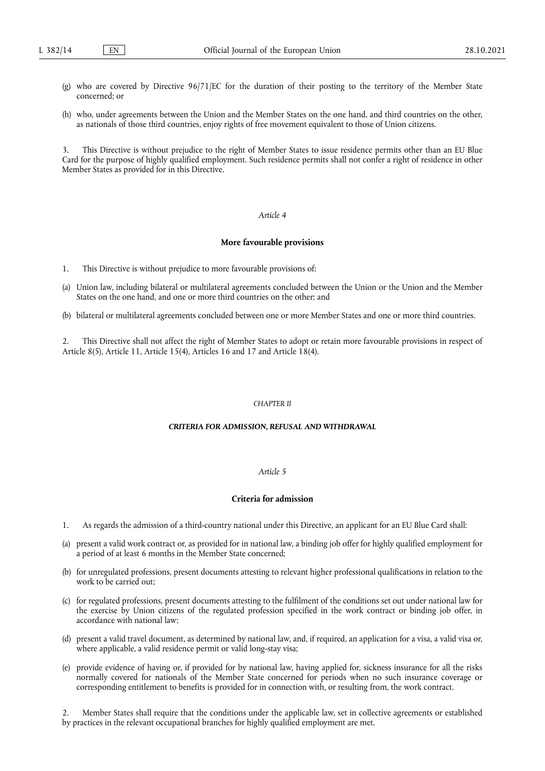(g) who are covered by Directive 96/71/EC for the duration of their posting to the territory of the Member State concerned; or

(h) who, under agreements between the Union and the Member States on the one hand, and third countries on the other, as nationals of those third countries, enjoy rights of free movement equivalent to those of Union citizens.

3. This Directive is without prejudice to the right of Member States to issue residence permits other than an EU Blue Card for the purpose of highly qualified employment. Such residence permits shall not confer a right of residence in other Member States as provided for in this Directive.

*Article 4*

**More favourable provisions**

1. This Directive is without prejudice to more favourable provisions of:

(a) Union law, including bilateral or multilateral agreements concluded between the Union or the Union and the Member States on the one hand, and one or more third countries on the other; and

(b) bilateral or multilateral agreements concluded between one or more Member States and one or more third countries.

2. This Directive shall not affect the right of Member States to adopt or retain more favourable provisions in respect of Article 8(5), Article 11, Article 15(4), Articles 16 and 17 and Article 18(4).

*CHAPTER II*

***CRITERIA FOR ADMISSION, REFUSAL AND WITHDRAWAL***

*Article 5*

**Criteria for admission**

1. As regards the admission of a third-country national under this Directive, an applicant for an EU Blue Card shall:

(a) present a valid work contract or, as provided for in national law, a binding job offer for highly qualified employment for a period of at least 6 months in the Member State concerned;

(b) for unregulated professions, present documents attesting to relevant higher professional qualifications in relation to the work to be carried out;

(c) for regulated professions, present documents attesting to the fulfilment of the conditions set out under national law for the exercise by Union citizens of the regulated profession specified in the work contract or binding job offer, in accordance with national law;

(d) present a valid travel document, as determined by national law, and, if required, an application for a visa, a valid visa or, where applicable, a valid residence permit or valid long-stay visa;

(e) provide evidence of having or, if provided for by national law, having applied for, sickness insurance for all the risks normally covered for nationals of the Member State concerned for periods when no such insurance coverage or corresponding entitlement to benefits is provided for in connection with, or resulting from, the work contract.

2. Member States shall require that the conditions under the applicable law, set in collective agreements or established by practices in the relevant occupational branches for highly qualified employment are met.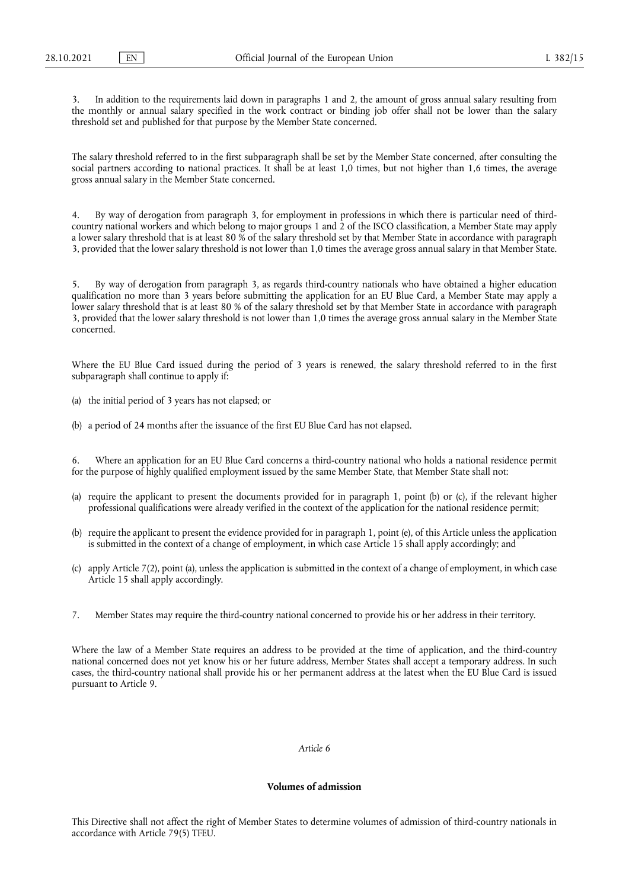3. In addition to the requirements laid down in paragraphs 1 and 2, the amount of gross annual salary resulting from the monthly or annual salary specified in the work contract or binding job offer shall not be lower than the salary threshold set and published for that purpose by the Member State concerned.

The salary threshold referred to in the first subparagraph shall be set by the Member State concerned, after consulting the social partners according to national practices. It shall be at least 1,0 times, but not higher than 1,6 times, the average gross annual salary in the Member State concerned.

4. By way of derogation from paragraph 3, for employment in professions in which there is particular need of third-country national workers and which belong to major groups 1 and 2 of the ISCO classification, a Member State may apply a lower salary threshold that is at least 80 % of the salary threshold set by that Member State in accordance with paragraph 3, provided that the lower salary threshold is not lower than 1,0 times the average gross annual salary in that Member State.

5. By way of derogation from paragraph 3, as regards third-country nationals who have obtained a higher education qualification no more than 3 years before submitting the application for an EU Blue Card, a Member State may apply a lower salary threshold that is at least 80 % of the salary threshold set by that Member State in accordance with paragraph 3, provided that the lower salary threshold is not lower than 1,0 times the average gross annual salary in the Member State concerned.

Where the EU Blue Card issued during the period of 3 years is renewed, the salary threshold referred to in the first subparagraph shall continue to apply if:

(a) the initial period of 3 years has not elapsed; or

(b) a period of 24 months after the issuance of the first EU Blue Card has not elapsed.

6. Where an application for an EU Blue Card concerns a third-country national who holds a national residence permit for the purpose of highly qualified employment issued by the same Member State, that Member State shall not:

(a) require the applicant to present the documents provided for in paragraph 1, point (b) or (c), if the relevant higher professional qualifications were already verified in the context of the application for the national residence permit;

(b) require the applicant to present the evidence provided for in paragraph 1, point (e), of this Article unless the application is submitted in the context of a change of employment, in which case Article 15 shall apply accordingly; and

(c) apply Article 7(2), point (a), unless the application is submitted in the context of a change of employment, in which case Article 15 shall apply accordingly.

7. Member States may require the third-country national concerned to provide his or her address in their territory.

Where the law of a Member State requires an address to be provided at the time of application, and the third-country national concerned does not yet know his or her future address, Member States shall accept a temporary address. In such cases, the third-country national shall provide his or her permanent address at the latest when the EU Blue Card is issued pursuant to Article 9.

*Article 6*

**Volumes of admission**

This Directive shall not affect the right of Member States to determine volumes of admission of third-country nationals in accordance with Article 79(5) TFEU.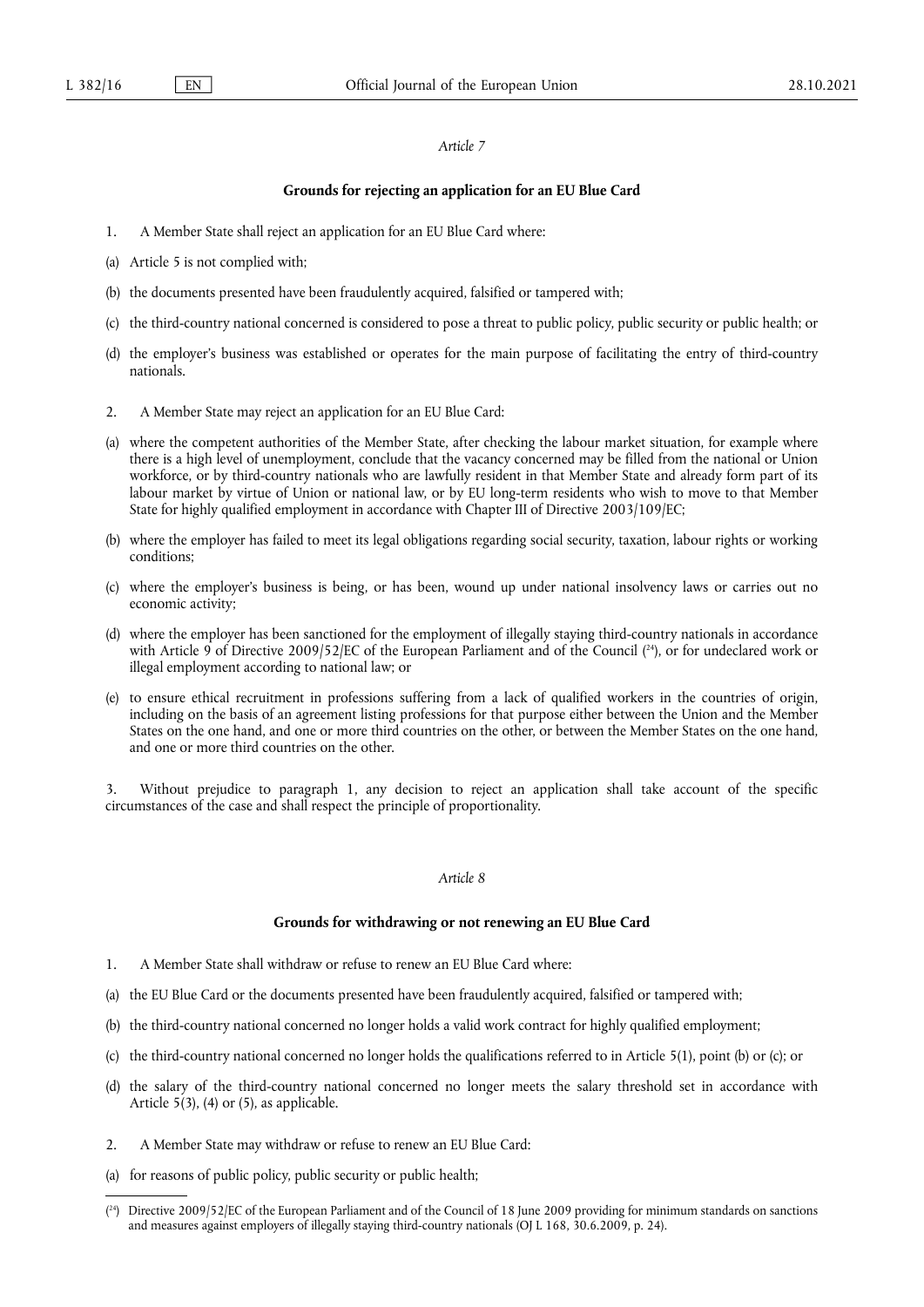*Article 7*

**Grounds for rejecting an application for an EU Blue Card**

1. A Member State shall reject an application for an EU Blue Card where:

(a) Article 5 is not complied with;

(b) the documents presented have been fraudulently acquired, falsified or tampered with;

(c) the third-country national concerned is considered to pose a threat to public policy, public security or public health; or

(d) the employer's business was established or operates for the main purpose of facilitating the entry of third-country nationals.

2. A Member State may reject an application for an EU Blue Card:

(a) where the competent authorities of the Member State, after checking the labour market situation, for example where there is a high level of unemployment, conclude that the vacancy concerned may be filled from the national or Union workforce, or by third-country nationals who are lawfully resident in that Member State and already form part of its labour market by virtue of Union or national law, or by EU long-term residents who wish to move to that Member State for highly qualified employment in accordance with Chapter III of Directive 2003/109/EC;

(b) where the employer has failed to meet its legal obligations regarding social security, taxation, labour rights or working conditions;

(c) where the employer's business is being, or has been, wound up under national insolvency laws or carries out no economic activity;

(d) where the employer has been sanctioned for the employment of illegally staying third-country nationals in accordance with Article 9 of Directive 2009/52/EC of the European Parliament and of the Council ([24]), or for undeclared work or illegal employment according to national law; or

(e) to ensure ethical recruitment in professions suffering from a lack of qualified workers in the countries of origin, including on the basis of an agreement listing professions for that purpose either between the Union and the Member States on the one hand, and one or more third countries on the other, or between the Member States on the one hand, and one or more third countries on the other.

3. Without prejudice to paragraph 1, any decision to reject an application shall take account of the specific circumstances of the case and shall respect the principle of proportionality.

*Article 8*

**Grounds for withdrawing or not renewing an EU Blue Card**

1. A Member State shall withdraw or refuse to renew an EU Blue Card where:

(a) the EU Blue Card or the documents presented have been fraudulently acquired, falsified or tampered with;

(b) the third-country national concerned no longer holds a valid work contract for highly qualified employment;

(c) the third-country national concerned no longer holds the qualifications referred to in Article 5(1), point (b) or (c); or

(d) the salary of the third-country national concerned no longer meets the salary threshold set in accordance with Article 5(3), (4) or (5), as applicable.

2. A Member State may withdraw or refuse to renew an EU Blue Card:

(a) for reasons of public policy, public security or public health;

([24]) Directive 2009/52/EC of the European Parliament and of the Council of 18 June 2009 providing for minimum standards on sanctions and measures against employers of illegally staying third-country nationals (OJ L 168, 30.6.2009, p. 24).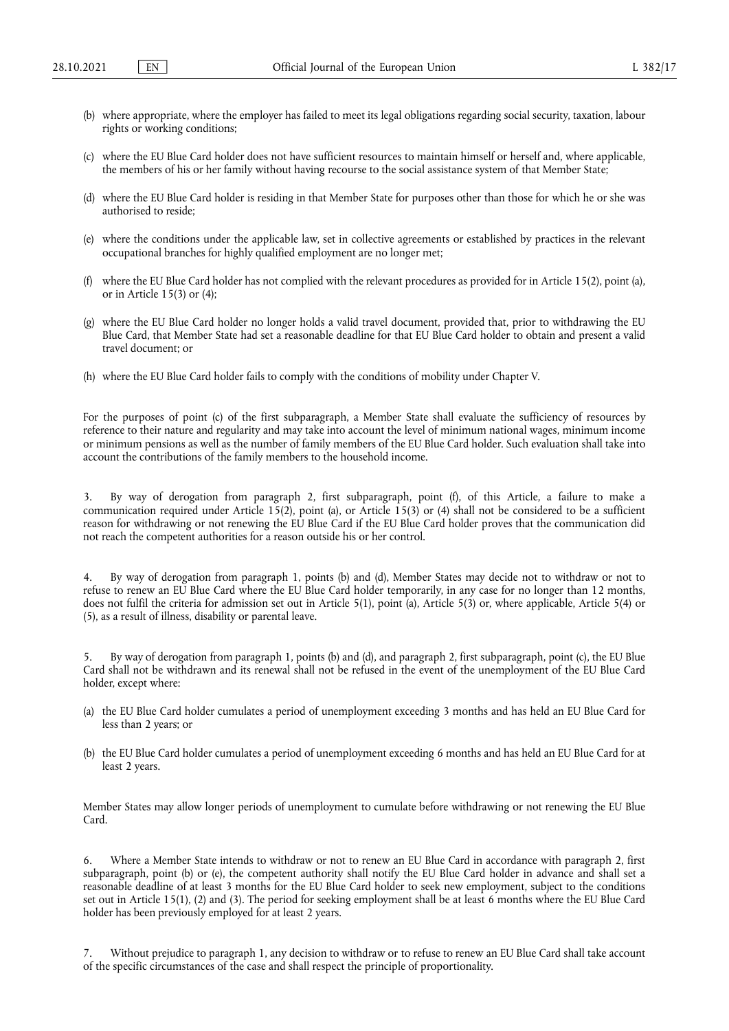(b) where appropriate, where the employer has failed to meet its legal obligations regarding social security, taxation, labour rights or working conditions;

(c) where the EU Blue Card holder does not have sufficient resources to maintain himself or herself and, where applicable, the members of his or her family without having recourse to the social assistance system of that Member State;

(d) where the EU Blue Card holder is residing in that Member State for purposes other than those for which he or she was authorised to reside;

(e) where the conditions under the applicable law, set in collective agreements or established by practices in the relevant occupational branches for highly qualified employment are no longer met;

(f) where the EU Blue Card holder has not complied with the relevant procedures as provided for in Article 15(2), point (a), or in Article 15(3) or (4);

(g) where the EU Blue Card holder no longer holds a valid travel document, provided that, prior to withdrawing the EU Blue Card, that Member State had set a reasonable deadline for that EU Blue Card holder to obtain and present a valid travel document; or

(h) where the EU Blue Card holder fails to comply with the conditions of mobility under Chapter V.

For the purposes of point (c) of the first subparagraph, a Member State shall evaluate the sufficiency of resources by reference to their nature and regularity and may take into account the level of minimum national wages, minimum income or minimum pensions as well as the number of family members of the EU Blue Card holder. Such evaluation shall take into account the contributions of the family members to the household income.

3. By way of derogation from paragraph 2, first subparagraph, point (f), of this Article, a failure to make a communication required under Article 15(2), point (a), or Article 15(3) or (4) shall not be considered to be a sufficient reason for withdrawing or not renewing the EU Blue Card if the EU Blue Card holder proves that the communication did not reach the competent authorities for a reason outside his or her control.

4. By way of derogation from paragraph 1, points (b) and (d), Member States may decide not to withdraw or not to refuse to renew an EU Blue Card where the EU Blue Card holder temporarily, in any case for no longer than 12 months, does not fulfil the criteria for admission set out in Article 5(1), point (a), Article 5(3) or, where applicable, Article 5(4) or (5), as a result of illness, disability or parental leave.

5. By way of derogation from paragraph 1, points (b) and (d), and paragraph 2, first subparagraph, point (c), the EU Blue Card shall not be withdrawn and its renewal shall not be refused in the event of the unemployment of the EU Blue Card holder, except where:

(a) the EU Blue Card holder cumulates a period of unemployment exceeding 3 months and has held an EU Blue Card for less than 2 years; or

(b) the EU Blue Card holder cumulates a period of unemployment exceeding 6 months and has held an EU Blue Card for at least 2 years.

Member States may allow longer periods of unemployment to cumulate before withdrawing or not renewing the EU Blue Card.

6. Where a Member State intends to withdraw or not to renew an EU Blue Card in accordance with paragraph 2, first subparagraph, point (b) or (e), the competent authority shall notify the EU Blue Card holder in advance and shall set a reasonable deadline of at least 3 months for the EU Blue Card holder to seek new employment, subject to the conditions set out in Article 15(1), (2) and (3). The period for seeking employment shall be at least 6 months where the EU Blue Card holder has been previously employed for at least 2 years.

7. Without prejudice to paragraph 1, any decision to withdraw or to refuse to renew an EU Blue Card shall take account of the specific circumstances of the case and shall respect the principle of proportionality.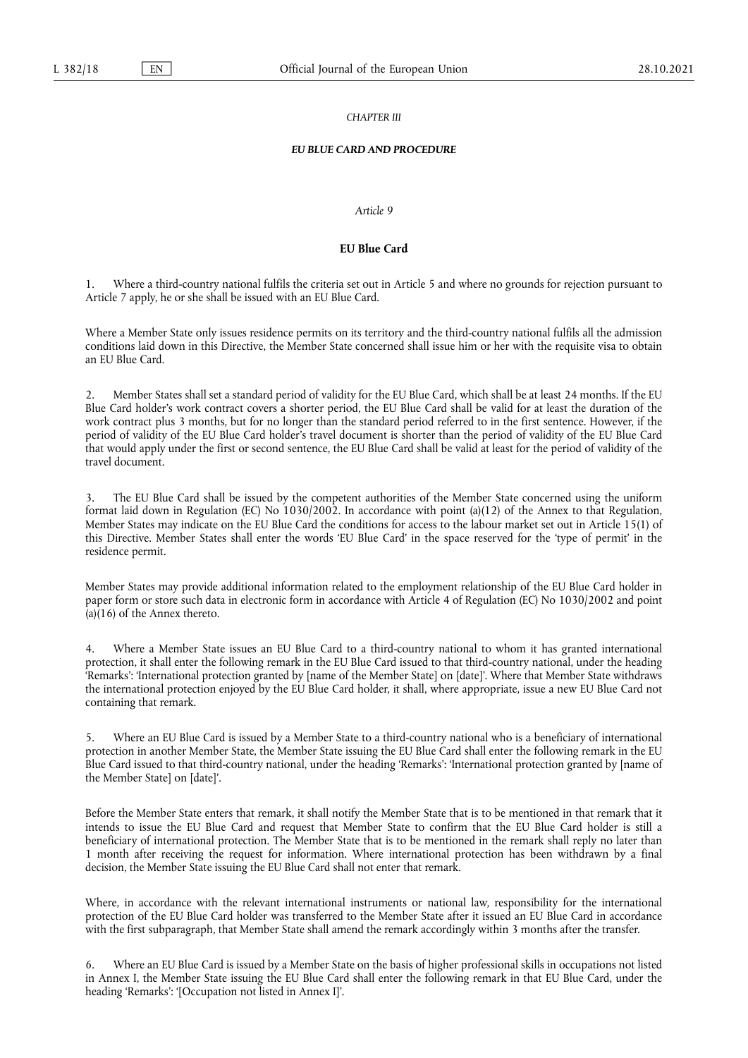*CHAPTER III*

***EU BLUE CARD AND PROCEDURE***

*Article 9*

**EU Blue Card**

1. Where a third-country national fulfils the criteria set out in Article 5 and where no grounds for rejection pursuant to Article 7 apply, he or she shall be issued with an EU Blue Card.

Where a Member State only issues residence permits on its territory and the third-country national fulfils all the admission conditions laid down in this Directive, the Member State concerned shall issue him or her with the requisite visa to obtain an EU Blue Card.

2. Member States shall set a standard period of validity for the EU Blue Card, which shall be at least 24 months. If the EU Blue Card holder's work contract covers a shorter period, the EU Blue Card shall be valid for at least the duration of the work contract plus 3 months, but for no longer than the standard period referred to in the first sentence. However, if the period of validity of the EU Blue Card holder's travel document is shorter than the period of validity of the EU Blue Card that would apply under the first or second sentence, the EU Blue Card shall be valid at least for the period of validity of the travel document.

3. The EU Blue Card shall be issued by the competent authorities of the Member State concerned using the uniform format laid down in Regulation (EC) No 1030/2002. In accordance with point (a)(12) of the Annex to that Regulation, Member States may indicate on the EU Blue Card the conditions for access to the labour market set out in Article 15(1) of this Directive. Member States shall enter the words 'EU Blue Card' in the space reserved for the 'type of permit' in the residence permit.

Member States may provide additional information related to the employment relationship of the EU Blue Card holder in paper form or store such data in electronic form in accordance with Article 4 of Regulation (EC) No 1030/2002 and point (a)(16) of the Annex thereto.

4. Where a Member State issues an EU Blue Card to a third-country national to whom it has granted international protection, it shall enter the following remark in the EU Blue Card issued to that third-country national, under the heading 'Remarks': 'International protection granted by [name of the Member State] on [date]'. Where that Member State withdraws the international protection enjoyed by the EU Blue Card holder, it shall, where appropriate, issue a new EU Blue Card not containing that remark.

5. Where an EU Blue Card is issued by a Member State to a third-country national who is a beneficiary of international protection in another Member State, the Member State issuing the EU Blue Card shall enter the following remark in the EU Blue Card issued to that third-country national, under the heading 'Remarks': 'International protection granted by [name of the Member State] on [date]'.

Before the Member State enters that remark, it shall notify the Member State that is to be mentioned in that remark that it intends to issue the EU Blue Card and request that Member State to confirm that the EU Blue Card holder is still a beneficiary of international protection. The Member State that is to be mentioned in the remark shall reply no later than 1 month after receiving the request for information. Where international protection has been withdrawn by a final decision, the Member State issuing the EU Blue Card shall not enter that remark.

Where, in accordance with the relevant international instruments or national law, responsibility for the international protection of the EU Blue Card holder was transferred to the Member State after it issued an EU Blue Card in accordance with the first subparagraph, that Member State shall amend the remark accordingly within 3 months after the transfer.

6. Where an EU Blue Card is issued by a Member State on the basis of higher professional skills in occupations not listed in Annex I, the Member State issuing the EU Blue Card shall enter the following remark in that EU Blue Card, under the heading 'Remarks': '[Occupation not listed in Annex I]'.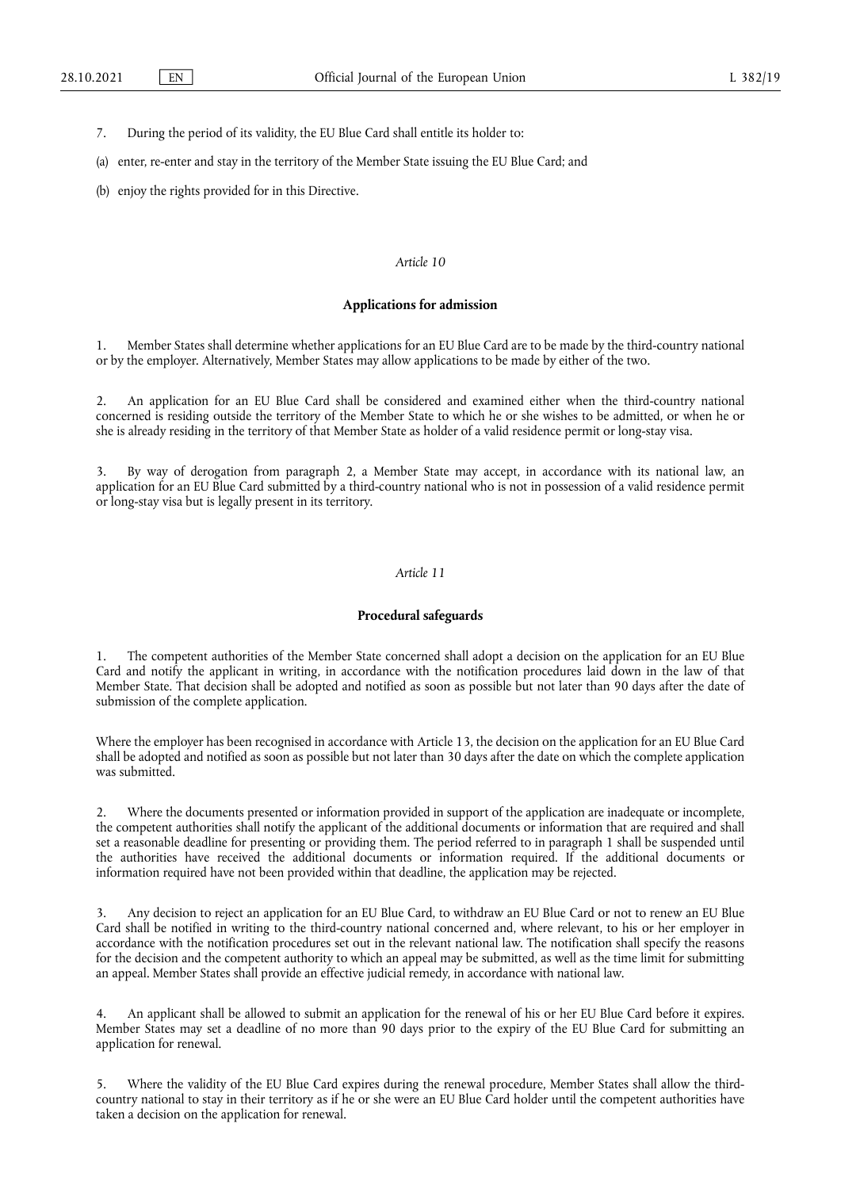7. During the period of its validity, the EU Blue Card shall entitle its holder to:

(a) enter, re-enter and stay in the territory of the Member State issuing the EU Blue Card; and

(b) enjoy the rights provided for in this Directive.

*Article 10*

**Applications for admission**

1. Member States shall determine whether applications for an EU Blue Card are to be made by the third-country national or by the employer. Alternatively, Member States may allow applications to be made by either of the two.

2. An application for an EU Blue Card shall be considered and examined either when the third-country national concerned is residing outside the territory of the Member State to which he or she wishes to be admitted, or when he or she is already residing in the territory of that Member State as holder of a valid residence permit or long-stay visa.

3. By way of derogation from paragraph 2, a Member State may accept, in accordance with its national law, an application for an EU Blue Card submitted by a third-country national who is not in possession of a valid residence permit or long-stay visa but is legally present in its territory.

*Article 11*

**Procedural safeguards**

1. The competent authorities of the Member State concerned shall adopt a decision on the application for an EU Blue Card and notify the applicant in writing, in accordance with the notification procedures laid down in the law of that Member State. That decision shall be adopted and notified as soon as possible but not later than 90 days after the date of submission of the complete application.

Where the employer has been recognised in accordance with Article 13, the decision on the application for an EU Blue Card shall be adopted and notified as soon as possible but not later than 30 days after the date on which the complete application was submitted.

2. Where the documents presented or information provided in support of the application are inadequate or incomplete, the competent authorities shall notify the applicant of the additional documents or information that are required and shall set a reasonable deadline for presenting or providing them. The period referred to in paragraph 1 shall be suspended until the authorities have received the additional documents or information required. If the additional documents or information required have not been provided within that deadline, the application may be rejected.

3. Any decision to reject an application for an EU Blue Card, to withdraw an EU Blue Card or not to renew an EU Blue Card shall be notified in writing to the third-country national concerned and, where relevant, to his or her employer in accordance with the notification procedures set out in the relevant national law. The notification shall specify the reasons for the decision and the competent authority to which an appeal may be submitted, as well as the time limit for submitting an appeal. Member States shall provide an effective judicial remedy, in accordance with national law.

4. An applicant shall be allowed to submit an application for the renewal of his or her EU Blue Card before it expires. Member States may set a deadline of no more than 90 days prior to the expiry of the EU Blue Card for submitting an application for renewal.

5. Where the validity of the EU Blue Card expires during the renewal procedure, Member States shall allow the third-country national to stay in their territory as if he or she were an EU Blue Card holder until the competent authorities have taken a decision on the application for renewal.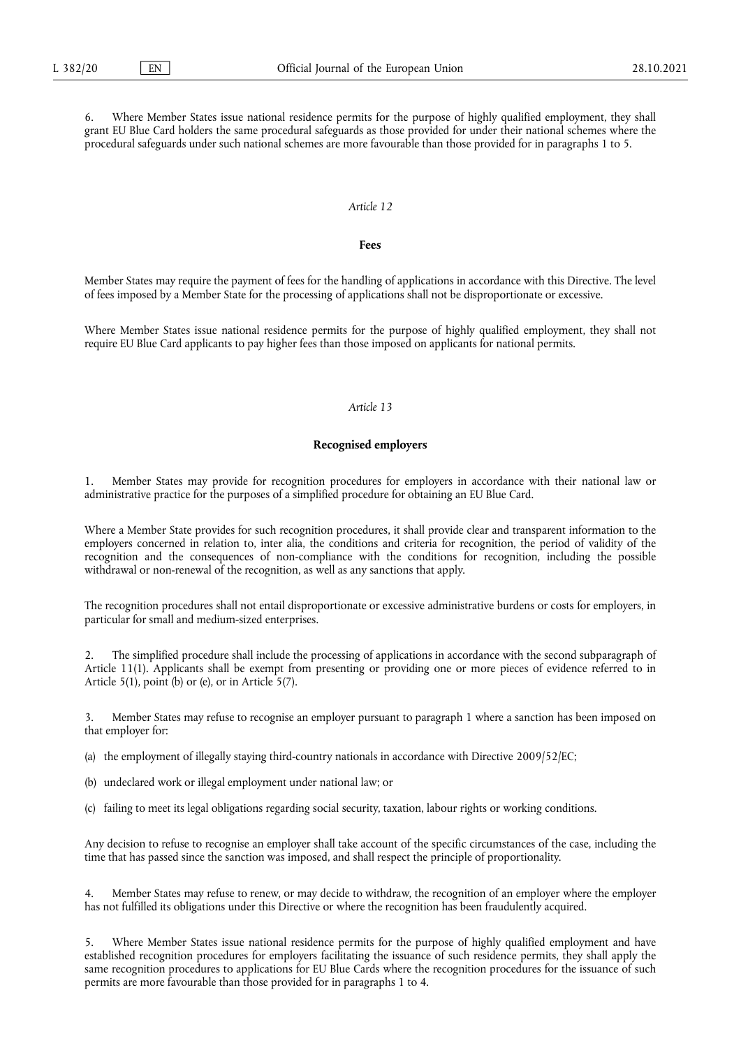6. Where Member States issue national residence permits for the purpose of highly qualified employment, they shall grant EU Blue Card holders the same procedural safeguards as those provided for under their national schemes where the procedural safeguards under such national schemes are more favourable than those provided for in paragraphs 1 to 5.

*Article 12*

**Fees**

Member States may require the payment of fees for the handling of applications in accordance with this Directive. The level of fees imposed by a Member State for the processing of applications shall not be disproportionate or excessive.

Where Member States issue national residence permits for the purpose of highly qualified employment, they shall not require EU Blue Card applicants to pay higher fees than those imposed on applicants for national permits.

*Article 13*

**Recognised employers**

1. Member States may provide for recognition procedures for employers in accordance with their national law or administrative practice for the purposes of a simplified procedure for obtaining an EU Blue Card.

Where a Member State provides for such recognition procedures, it shall provide clear and transparent information to the employers concerned in relation to, inter alia, the conditions and criteria for recognition, the period of validity of the recognition and the consequences of non-compliance with the conditions for recognition, including the possible withdrawal or non-renewal of the recognition, as well as any sanctions that apply.

The recognition procedures shall not entail disproportionate or excessive administrative burdens or costs for employers, in particular for small and medium-sized enterprises.

2. The simplified procedure shall include the processing of applications in accordance with the second subparagraph of Article 11(1). Applicants shall be exempt from presenting or providing one or more pieces of evidence referred to in Article 5(1), point (b) or (e), or in Article 5(7).

3. Member States may refuse to recognise an employer pursuant to paragraph 1 where a sanction has been imposed on that employer for:

(a) the employment of illegally staying third-country nationals in accordance with Directive 2009/52/EC;

(b) undeclared work or illegal employment under national law; or

(c) failing to meet its legal obligations regarding social security, taxation, labour rights or working conditions.

Any decision to refuse to recognise an employer shall take account of the specific circumstances of the case, including the time that has passed since the sanction was imposed, and shall respect the principle of proportionality.

4. Member States may refuse to renew, or may decide to withdraw, the recognition of an employer where the employer has not fulfilled its obligations under this Directive or where the recognition has been fraudulently acquired.

5. Where Member States issue national residence permits for the purpose of highly qualified employment and have established recognition procedures for employers facilitating the issuance of such residence permits, they shall apply the same recognition procedures to applications for EU Blue Cards where the recognition procedures for the issuance of such permits are more favourable than those provided for in paragraphs 1 to 4.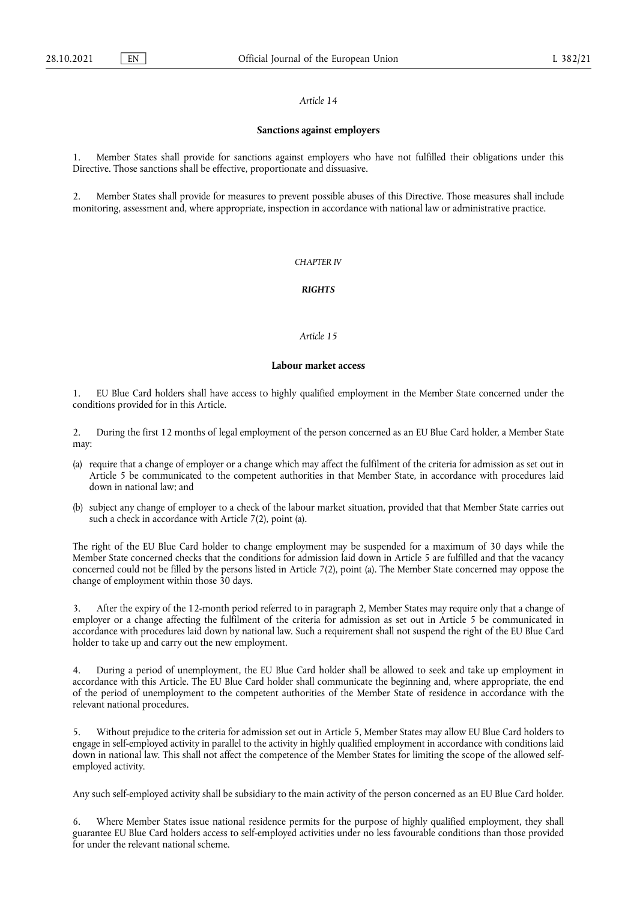*Article 14*

**Sanctions against employers**

1. Member States shall provide for sanctions against employers who have not fulfilled their obligations under this Directive. Those sanctions shall be effective, proportionate and dissuasive.

2. Member States shall provide for measures to prevent possible abuses of this Directive. Those measures shall include monitoring, assessment and, where appropriate, inspection in accordance with national law or administrative practice.

*CHAPTER IV*

***RIGHTS***

*Article 15*

**Labour market access**

1. EU Blue Card holders shall have access to highly qualified employment in the Member State concerned under the conditions provided for in this Article.

2. During the first 12 months of legal employment of the person concerned as an EU Blue Card holder, a Member State may:

(a) require that a change of employer or a change which may affect the fulfilment of the criteria for admission as set out in Article 5 be communicated to the competent authorities in that Member State, in accordance with procedures laid down in national law; and

(b) subject any change of employer to a check of the labour market situation, provided that that Member State carries out such a check in accordance with Article 7(2), point (a).

The right of the EU Blue Card holder to change employment may be suspended for a maximum of 30 days while the Member State concerned checks that the conditions for admission laid down in Article 5 are fulfilled and that the vacancy concerned could not be filled by the persons listed in Article 7(2), point (a). The Member State concerned may oppose the change of employment within those 30 days.

3. After the expiry of the 12-month period referred to in paragraph 2, Member States may require only that a change of employer or a change affecting the fulfilment of the criteria for admission as set out in Article 5 be communicated in accordance with procedures laid down by national law. Such a requirement shall not suspend the right of the EU Blue Card holder to take up and carry out the new employment.

4. During a period of unemployment, the EU Blue Card holder shall be allowed to seek and take up employment in accordance with this Article. The EU Blue Card holder shall communicate the beginning and, where appropriate, the end of the period of unemployment to the competent authorities of the Member State of residence in accordance with the relevant national procedures.

5. Without prejudice to the criteria for admission set out in Article 5, Member States may allow EU Blue Card holders to engage in self-employed activity in parallel to the activity in highly qualified employment in accordance with conditions laid down in national law. This shall not affect the competence of the Member States for limiting the scope of the allowed self-employed activity.

Any such self-employed activity shall be subsidiary to the main activity of the person concerned as an EU Blue Card holder.

6. Where Member States issue national residence permits for the purpose of highly qualified employment, they shall guarantee EU Blue Card holders access to self-employed activities under no less favourable conditions than those provided for under the relevant national scheme.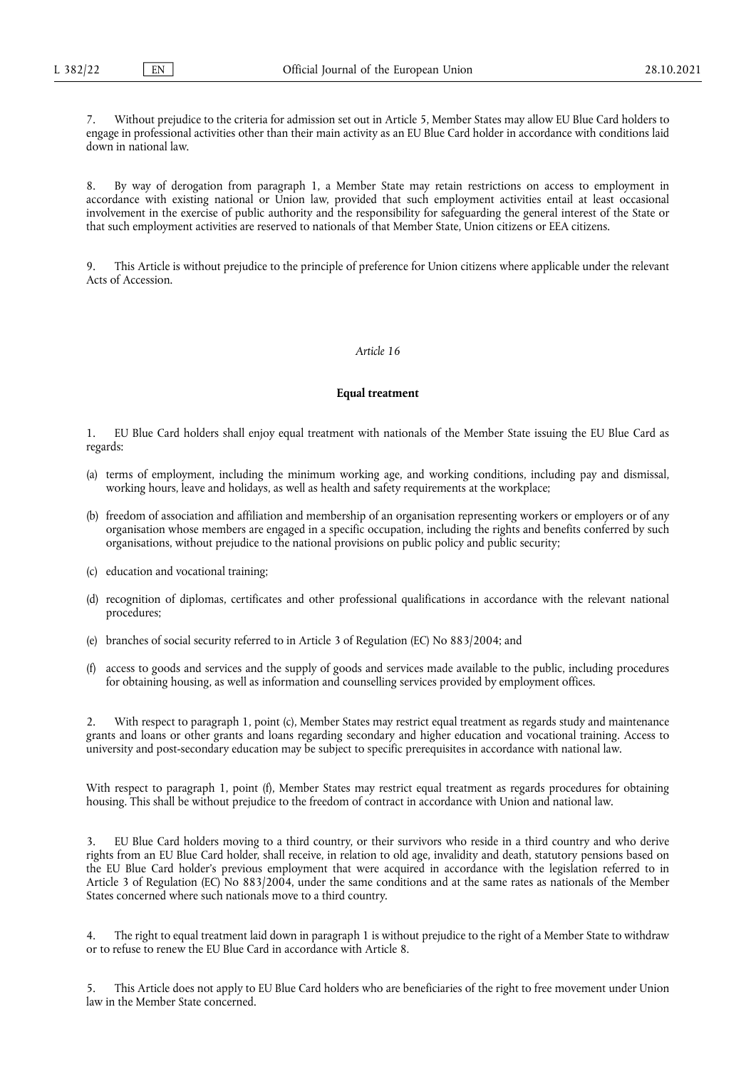7. Without prejudice to the criteria for admission set out in Article 5, Member States may allow EU Blue Card holders to engage in professional activities other than their main activity as an EU Blue Card holder in accordance with conditions laid down in national law.

8. By way of derogation from paragraph 1, a Member State may retain restrictions on access to employment in accordance with existing national or Union law, provided that such employment activities entail at least occasional involvement in the exercise of public authority and the responsibility for safeguarding the general interest of the State or that such employment activities are reserved to nationals of that Member State, Union citizens or EEA citizens.

9. This Article is without prejudice to the principle of preference for Union citizens where applicable under the relevant Acts of Accession.

*Article 16*

**Equal treatment**

1. EU Blue Card holders shall enjoy equal treatment with nationals of the Member State issuing the EU Blue Card as regards:

(a) terms of employment, including the minimum working age, and working conditions, including pay and dismissal, working hours, leave and holidays, as well as health and safety requirements at the workplace;

(b) freedom of association and affiliation and membership of an organisation representing workers or employers or of any organisation whose members are engaged in a specific occupation, including the rights and benefits conferred by such organisations, without prejudice to the national provisions on public policy and public security;

(c) education and vocational training;

(d) recognition of diplomas, certificates and other professional qualifications in accordance with the relevant national procedures;

(e) branches of social security referred to in Article 3 of Regulation (EC) No 883/2004; and

(f) access to goods and services and the supply of goods and services made available to the public, including procedures for obtaining housing, as well as information and counselling services provided by employment offices.

2. With respect to paragraph 1, point (c), Member States may restrict equal treatment as regards study and maintenance grants and loans or other grants and loans regarding secondary and higher education and vocational training. Access to university and post-secondary education may be subject to specific prerequisites in accordance with national law.

With respect to paragraph 1, point (f), Member States may restrict equal treatment as regards procedures for obtaining housing. This shall be without prejudice to the freedom of contract in accordance with Union and national law.

3. EU Blue Card holders moving to a third country, or their survivors who reside in a third country and who derive rights from an EU Blue Card holder, shall receive, in relation to old age, invalidity and death, statutory pensions based on the EU Blue Card holder's previous employment that were acquired in accordance with the legislation referred to in Article 3 of Regulation (EC) No 883/2004, under the same conditions and at the same rates as nationals of the Member States concerned where such nationals move to a third country.

4. The right to equal treatment laid down in paragraph 1 is without prejudice to the right of a Member State to withdraw or to refuse to renew the EU Blue Card in accordance with Article 8.

5. This Article does not apply to EU Blue Card holders who are beneficiaries of the right to free movement under Union law in the Member State concerned.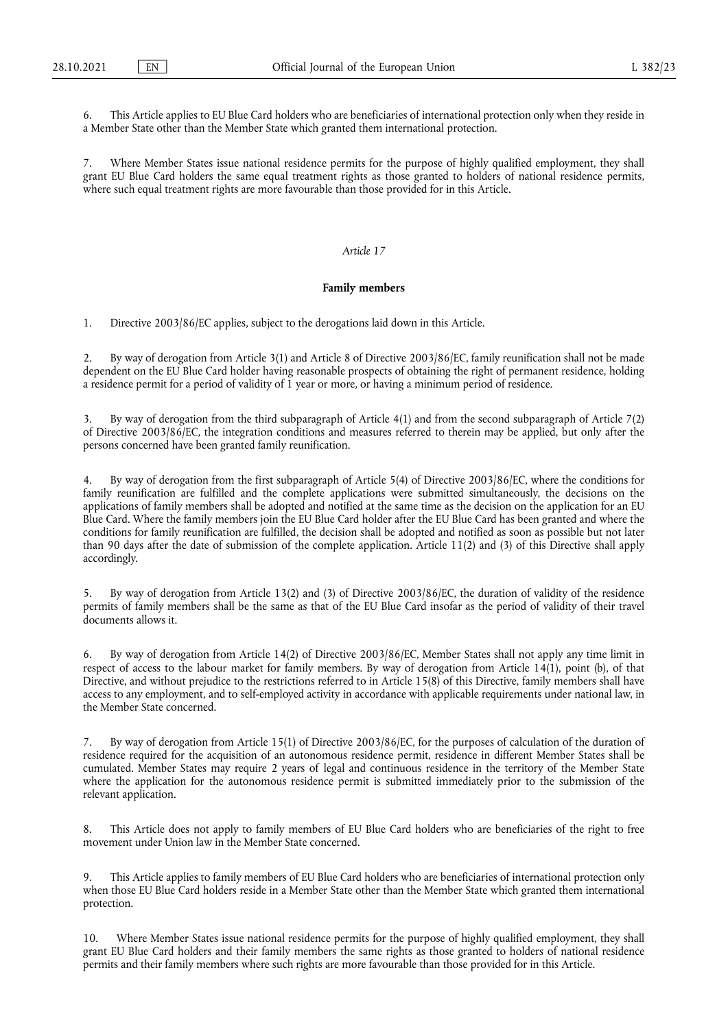6. This Article applies to EU Blue Card holders who are beneficiaries of international protection only when they reside in a Member State other than the Member State which granted them international protection.

7. Where Member States issue national residence permits for the purpose of highly qualified employment, they shall grant EU Blue Card holders the same equal treatment rights as those granted to holders of national residence permits, where such equal treatment rights are more favourable than those provided for in this Article.

*Article 17*

**Family members**

1. Directive 2003/86/EC applies, subject to the derogations laid down in this Article.

2. By way of derogation from Article 3(1) and Article 8 of Directive 2003/86/EC, family reunification shall not be made dependent on the EU Blue Card holder having reasonable prospects of obtaining the right of permanent residence, holding a residence permit for a period of validity of 1 year or more, or having a minimum period of residence.

3. By way of derogation from the third subparagraph of Article 4(1) and from the second subparagraph of Article 7(2) of Directive 2003/86/EC, the integration conditions and measures referred to therein may be applied, but only after the persons concerned have been granted family reunification.

4. By way of derogation from the first subparagraph of Article 5(4) of Directive 2003/86/EC, where the conditions for family reunification are fulfilled and the complete applications were submitted simultaneously, the decisions on the applications of family members shall be adopted and notified at the same time as the decision on the application for an EU Blue Card. Where the family members join the EU Blue Card holder after the EU Blue Card has been granted and where the conditions for family reunification are fulfilled, the decision shall be adopted and notified as soon as possible but not later than 90 days after the date of submission of the complete application. Article 11(2) and (3) of this Directive shall apply accordingly.

5. By way of derogation from Article 13(2) and (3) of Directive 2003/86/EC, the duration of validity of the residence permits of family members shall be the same as that of the EU Blue Card insofar as the period of validity of their travel documents allows it.

6. By way of derogation from Article 14(2) of Directive 2003/86/EC, Member States shall not apply any time limit in respect of access to the labour market for family members. By way of derogation from Article 14(1), point (b), of that Directive, and without prejudice to the restrictions referred to in Article 15(8) of this Directive, family members shall have access to any employment, and to self-employed activity in accordance with applicable requirements under national law, in the Member State concerned.

7. By way of derogation from Article 15(1) of Directive 2003/86/EC, for the purposes of calculation of the duration of residence required for the acquisition of an autonomous residence permit, residence in different Member States shall be cumulated. Member States may require 2 years of legal and continuous residence in the territory of the Member State where the application for the autonomous residence permit is submitted immediately prior to the submission of the relevant application.

8. This Article does not apply to family members of EU Blue Card holders who are beneficiaries of the right to free movement under Union law in the Member State concerned.

9. This Article applies to family members of EU Blue Card holders who are beneficiaries of international protection only when those EU Blue Card holders reside in a Member State other than the Member State which granted them international protection.

10. Where Member States issue national residence permits for the purpose of highly qualified employment, they shall grant EU Blue Card holders and their family members the same rights as those granted to holders of national residence permits and their family members where such rights are more favourable than those provided for in this Article.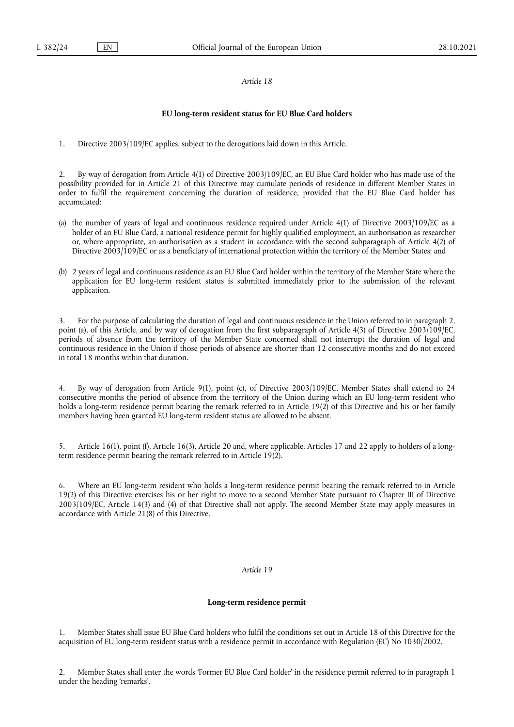*Article 18*

**EU long-term resident status for EU Blue Card holders**

1. Directive 2003/109/EC applies, subject to the derogations laid down in this Article.

2. By way of derogation from Article 4(1) of Directive 2003/109/EC, an EU Blue Card holder who has made use of the possibility provided for in Article 21 of this Directive may cumulate periods of residence in different Member States in order to fulfil the requirement concerning the duration of residence, provided that the EU Blue Card holder has accumulated:

(a) the number of years of legal and continuous residence required under Article 4(1) of Directive 2003/109/EC as a holder of an EU Blue Card, a national residence permit for highly qualified employment, an authorisation as researcher or, where appropriate, an authorisation as a student in accordance with the second subparagraph of Article 4(2) of Directive 2003/109/EC or as a beneficiary of international protection within the territory of the Member States; and

(b) 2 years of legal and continuous residence as an EU Blue Card holder within the territory of the Member State where the application for EU long-term resident status is submitted immediately prior to the submission of the relevant application.

3. For the purpose of calculating the duration of legal and continuous residence in the Union referred to in paragraph 2, point (a), of this Article, and by way of derogation from the first subparagraph of Article 4(3) of Directive 2003/109/EC, periods of absence from the territory of the Member State concerned shall not interrupt the duration of legal and continuous residence in the Union if those periods of absence are shorter than 12 consecutive months and do not exceed in total 18 months within that duration.

4. By way of derogation from Article 9(1), point (c), of Directive 2003/109/EC, Member States shall extend to 24 consecutive months the period of absence from the territory of the Union during which an EU long-term resident who holds a long-term residence permit bearing the remark referred to in Article 19(2) of this Directive and his or her family members having been granted EU long-term resident status are allowed to be absent.

5. Article 16(1), point (f), Article 16(3), Article 20 and, where applicable, Articles 17 and 22 apply to holders of a long-term residence permit bearing the remark referred to in Article 19(2).

6. Where an EU long-term resident who holds a long-term residence permit bearing the remark referred to in Article 19(2) of this Directive exercises his or her right to move to a second Member State pursuant to Chapter III of Directive 2003/109/EC, Article 14(3) and (4) of that Directive shall not apply. The second Member State may apply measures in accordance with Article 21(8) of this Directive.

*Article 19*

**Long-term residence permit**

1. Member States shall issue EU Blue Card holders who fulfil the conditions set out in Article 18 of this Directive for the acquisition of EU long-term resident status with a residence permit in accordance with Regulation (EC) No 1030/2002.

2. Member States shall enter the words 'Former EU Blue Card holder' in the residence permit referred to in paragraph 1 under the heading 'remarks'.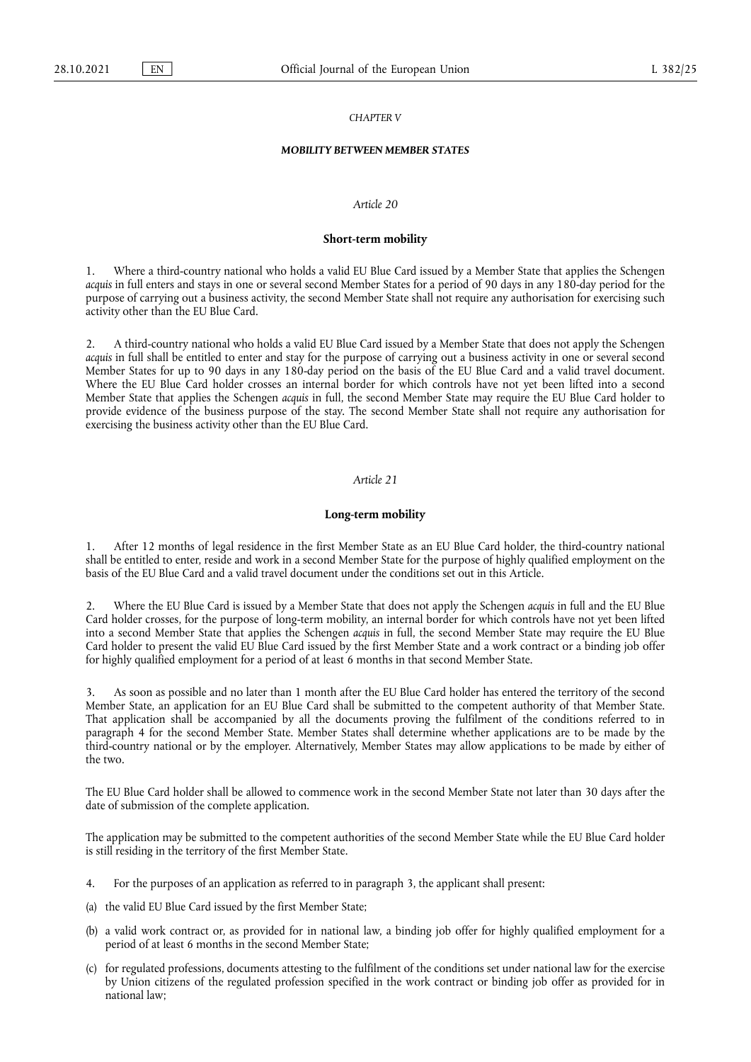## *CHAPTER V*

## ***MOBILITY BETWEEN MEMBER STATES***

### *Article 20*

### **Short-term mobility**

1. Where a third-country national who holds a valid EU Blue Card issued by a Member State that applies the Schengen *acquis* in full enters and stays in one or several second Member States for a period of 90 days in any 180-day period for the purpose of carrying out a business activity, the second Member State shall not require any authorisation for exercising such activity other than the EU Blue Card.

2. A third-country national who holds a valid EU Blue Card issued by a Member State that does not apply the Schengen *acquis* in full shall be entitled to enter and stay for the purpose of carrying out a business activity in one or several second Member States for up to 90 days in any 180-day period on the basis of the EU Blue Card and a valid travel document. Where the EU Blue Card holder crosses an internal border for which controls have not yet been lifted into a second Member State that applies the Schengen *acquis* in full, the second Member State may require the EU Blue Card holder to provide evidence of the business purpose of the stay. The second Member State shall not require any authorisation for exercising the business activity other than the EU Blue Card.

### *Article 21*

### **Long-term mobility**

1. After 12 months of legal residence in the first Member State as an EU Blue Card holder, the third-country national shall be entitled to enter, reside and work in a second Member State for the purpose of highly qualified employment on the basis of the EU Blue Card and a valid travel document under the conditions set out in this Article.

2. Where the EU Blue Card is issued by a Member State that does not apply the Schengen *acquis* in full and the EU Blue Card holder crosses, for the purpose of long-term mobility, an internal border for which controls have not yet been lifted into a second Member State that applies the Schengen *acquis* in full, the second Member State may require the EU Blue Card holder to present the valid EU Blue Card issued by the first Member State and a work contract or a binding job offer for highly qualified employment for a period of at least 6 months in that second Member State.

3. As soon as possible and no later than 1 month after the EU Blue Card holder has entered the territory of the second Member State, an application for an EU Blue Card shall be submitted to the competent authority of that Member State. That application shall be accompanied by all the documents proving the fulfilment of the conditions referred to in paragraph 4 for the second Member State. Member States shall determine whether applications are to be made by the third-country national or by the employer. Alternatively, Member States may allow applications to be made by either of the two.

The EU Blue Card holder shall be allowed to commence work in the second Member State not later than 30 days after the date of submission of the complete application.

The application may be submitted to the competent authorities of the second Member State while the EU Blue Card holder is still residing in the territory of the first Member State.

4. For the purposes of an application as referred to in paragraph 3, the applicant shall present:

(a) the valid EU Blue Card issued by the first Member State;

(b) a valid work contract or, as provided for in national law, a binding job offer for highly qualified employment for a period of at least 6 months in the second Member State;

(c) for regulated professions, documents attesting to the fulfilment of the conditions set under national law for the exercise by Union citizens of the regulated profession specified in the work contract or binding job offer as provided for in national law;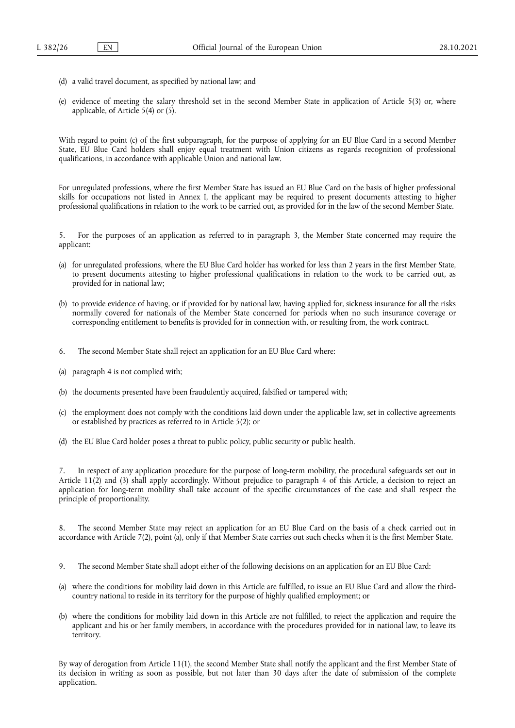(d) a valid travel document, as specified by national law; and

(e) evidence of meeting the salary threshold set in the second Member State in application of Article 5(3) or, where applicable, of Article 5(4) or (5).

With regard to point (c) of the first subparagraph, for the purpose of applying for an EU Blue Card in a second Member State, EU Blue Card holders shall enjoy equal treatment with Union citizens as regards recognition of professional qualifications, in accordance with applicable Union and national law.

For unregulated professions, where the first Member State has issued an EU Blue Card on the basis of higher professional skills for occupations not listed in Annex I, the applicant may be required to present documents attesting to higher professional qualifications in relation to the work to be carried out, as provided for in the law of the second Member State.

5. For the purposes of an application as referred to in paragraph 3, the Member State concerned may require the applicant:

(a) for unregulated professions, where the EU Blue Card holder has worked for less than 2 years in the first Member State, to present documents attesting to higher professional qualifications in relation to the work to be carried out, as provided for in national law;

(b) to provide evidence of having, or if provided for by national law, having applied for, sickness insurance for all the risks normally covered for nationals of the Member State concerned for periods when no such insurance coverage or corresponding entitlement to benefits is provided for in connection with, or resulting from, the work contract.

6. The second Member State shall reject an application for an EU Blue Card where:

(a) paragraph 4 is not complied with;

(b) the documents presented have been fraudulently acquired, falsified or tampered with;

(c) the employment does not comply with the conditions laid down under the applicable law, set in collective agreements or established by practices as referred to in Article 5(2); or

(d) the EU Blue Card holder poses a threat to public policy, public security or public health.

7. In respect of any application procedure for the purpose of long-term mobility, the procedural safeguards set out in Article 11(2) and (3) shall apply accordingly. Without prejudice to paragraph 4 of this Article, a decision to reject an application for long-term mobility shall take account of the specific circumstances of the case and shall respect the principle of proportionality.

8. The second Member State may reject an application for an EU Blue Card on the basis of a check carried out in accordance with Article 7(2), point (a), only if that Member State carries out such checks when it is the first Member State.

9. The second Member State shall adopt either of the following decisions on an application for an EU Blue Card:

(a) where the conditions for mobility laid down in this Article are fulfilled, to issue an EU Blue Card and allow the third-country national to reside in its territory for the purpose of highly qualified employment; or

(b) where the conditions for mobility laid down in this Article are not fulfilled, to reject the application and require the applicant and his or her family members, in accordance with the procedures provided for in national law, to leave its territory.

By way of derogation from Article 11(1), the second Member State shall notify the applicant and the first Member State of its decision in writing as soon as possible, but not later than 30 days after the date of submission of the complete application.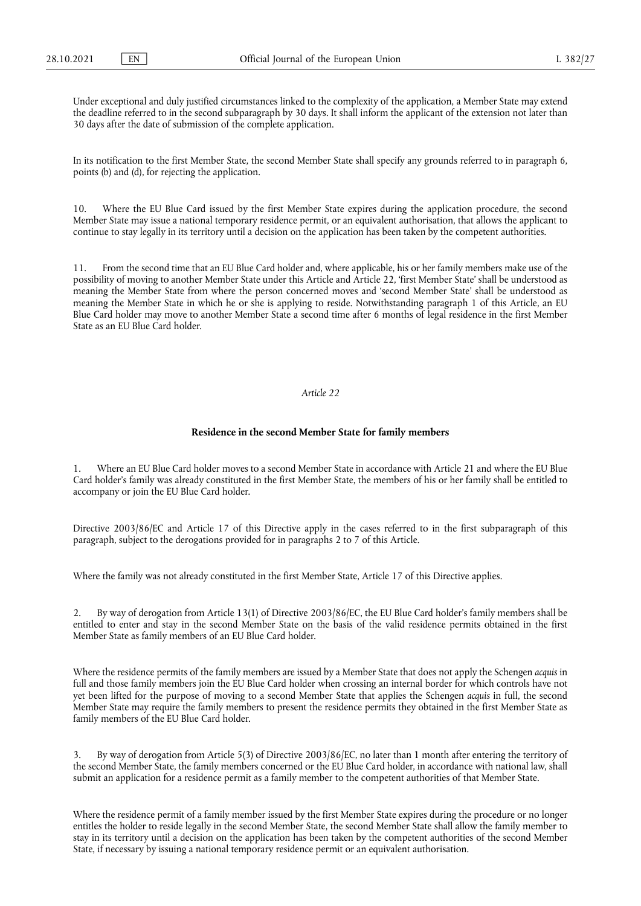Under exceptional and duly justified circumstances linked to the complexity of the application, a Member State may extend the deadline referred to in the second subparagraph by 30 days. It shall inform the applicant of the extension not later than 30 days after the date of submission of the complete application.

In its notification to the first Member State, the second Member State shall specify any grounds referred to in paragraph 6, points (b) and (d), for rejecting the application.

10. Where the EU Blue Card issued by the first Member State expires during the application procedure, the second Member State may issue a national temporary residence permit, or an equivalent authorisation, that allows the applicant to continue to stay legally in its territory until a decision on the application has been taken by the competent authorities.

11. From the second time that an EU Blue Card holder and, where applicable, his or her family members make use of the possibility of moving to another Member State under this Article and Article 22, 'first Member State' shall be understood as meaning the Member State from where the person concerned moves and 'second Member State' shall be understood as meaning the Member State in which he or she is applying to reside. Notwithstanding paragraph 1 of this Article, an EU Blue Card holder may move to another Member State a second time after 6 months of legal residence in the first Member State as an EU Blue Card holder.

*Article 22*

**Residence in the second Member State for family members**

1. Where an EU Blue Card holder moves to a second Member State in accordance with Article 21 and where the EU Blue Card holder's family was already constituted in the first Member State, the members of his or her family shall be entitled to accompany or join the EU Blue Card holder.

Directive 2003/86/EC and Article 17 of this Directive apply in the cases referred to in the first subparagraph of this paragraph, subject to the derogations provided for in paragraphs 2 to 7 of this Article.

Where the family was not already constituted in the first Member State, Article 17 of this Directive applies.

2. By way of derogation from Article 13(1) of Directive 2003/86/EC, the EU Blue Card holder's family members shall be entitled to enter and stay in the second Member State on the basis of the valid residence permits obtained in the first Member State as family members of an EU Blue Card holder.

Where the residence permits of the family members are issued by a Member State that does not apply the Schengen *acquis* in full and those family members join the EU Blue Card holder when crossing an internal border for which controls have not yet been lifted for the purpose of moving to a second Member State that applies the Schengen *acquis* in full, the second Member State may require the family members to present the residence permits they obtained in the first Member State as family members of the EU Blue Card holder.

3. By way of derogation from Article 5(3) of Directive 2003/86/EC, no later than 1 month after entering the territory of the second Member State, the family members concerned or the EU Blue Card holder, in accordance with national law, shall submit an application for a residence permit as a family member to the competent authorities of that Member State.

Where the residence permit of a family member issued by the first Member State expires during the procedure or no longer entitles the holder to reside legally in the second Member State, the second Member State shall allow the family member to stay in its territory until a decision on the application has been taken by the competent authorities of the second Member State, if necessary by issuing a national temporary residence permit or an equivalent authorisation.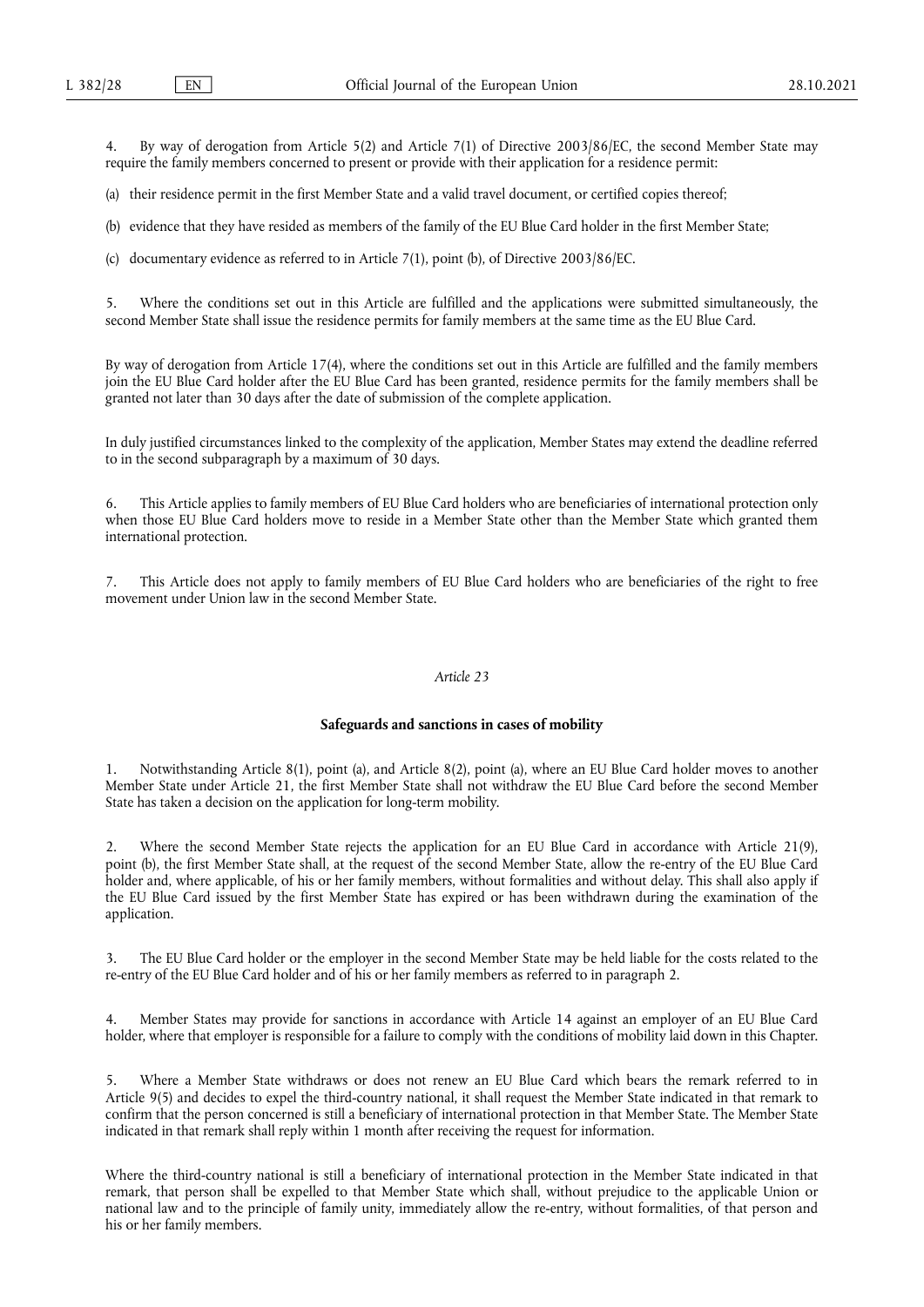4. By way of derogation from Article 5(2) and Article 7(1) of Directive 2003/86/EC, the second Member State may require the family members concerned to present or provide with their application for a residence permit:

(a) their residence permit in the first Member State and a valid travel document, or certified copies thereof;

(b) evidence that they have resided as members of the family of the EU Blue Card holder in the first Member State;

(c) documentary evidence as referred to in Article 7(1), point (b), of Directive 2003/86/EC.

5. Where the conditions set out in this Article are fulfilled and the applications were submitted simultaneously, the second Member State shall issue the residence permits for family members at the same time as the EU Blue Card.

By way of derogation from Article 17(4), where the conditions set out in this Article are fulfilled and the family members join the EU Blue Card holder after the EU Blue Card has been granted, residence permits for the family members shall be granted not later than 30 days after the date of submission of the complete application.

In duly justified circumstances linked to the complexity of the application, Member States may extend the deadline referred to in the second subparagraph by a maximum of 30 days.

6. This Article applies to family members of EU Blue Card holders who are beneficiaries of international protection only when those EU Blue Card holders move to reside in a Member State other than the Member State which granted them international protection.

7. This Article does not apply to family members of EU Blue Card holders who are beneficiaries of the right to free movement under Union law in the second Member State.

*Article 23*

**Safeguards and sanctions in cases of mobility**

1. Notwithstanding Article 8(1), point (a), and Article 8(2), point (a), where an EU Blue Card holder moves to another Member State under Article 21, the first Member State shall not withdraw the EU Blue Card before the second Member State has taken a decision on the application for long-term mobility.

2. Where the second Member State rejects the application for an EU Blue Card in accordance with Article 21(9), point (b), the first Member State shall, at the request of the second Member State, allow the re-entry of the EU Blue Card holder and, where applicable, of his or her family members, without formalities and without delay. This shall also apply if the EU Blue Card issued by the first Member State has expired or has been withdrawn during the examination of the application.

3. The EU Blue Card holder or the employer in the second Member State may be held liable for the costs related to the re-entry of the EU Blue Card holder and of his or her family members as referred to in paragraph 2.

4. Member States may provide for sanctions in accordance with Article 14 against an employer of an EU Blue Card holder, where that employer is responsible for a failure to comply with the conditions of mobility laid down in this Chapter.

5. Where a Member State withdraws or does not renew an EU Blue Card which bears the remark referred to in Article 9(5) and decides to expel the third-country national, it shall request the Member State indicated in that remark to confirm that the person concerned is still a beneficiary of international protection in that Member State. The Member State indicated in that remark shall reply within 1 month after receiving the request for information.

Where the third-country national is still a beneficiary of international protection in the Member State indicated in that remark, that person shall be expelled to that Member State which shall, without prejudice to the applicable Union or national law and to the principle of family unity, immediately allow the re-entry, without formalities, of that person and his or her family members.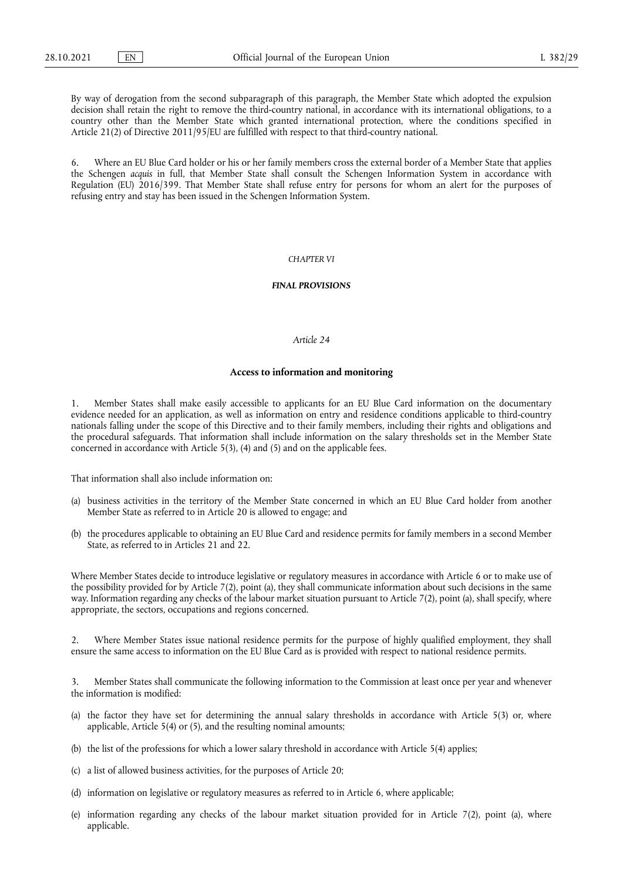By way of derogation from the second subparagraph of this paragraph, the Member State which adopted the expulsion decision shall retain the right to remove the third-country national, in accordance with its international obligations, to a country other than the Member State which granted international protection, where the conditions specified in Article 21(2) of Directive 2011/95/EU are fulfilled with respect to that third-country national.

6. Where an EU Blue Card holder or his or her family members cross the external border of a Member State that applies the Schengen *acquis* in full, that Member State shall consult the Schengen Information System in accordance with Regulation (EU) 2016/399. That Member State shall refuse entry for persons for whom an alert for the purposes of refusing entry and stay has been issued in the Schengen Information System.

## *CHAPTER VI*

## ***FINAL PROVISIONS***

### *Article 24*

### **Access to information and monitoring**

1. Member States shall make easily accessible to applicants for an EU Blue Card information on the documentary evidence needed for an application, as well as information on entry and residence conditions applicable to third-country nationals falling under the scope of this Directive and to their family members, including their rights and obligations and the procedural safeguards. That information shall include information on the salary thresholds set in the Member State concerned in accordance with Article 5(3), (4) and (5) and on the applicable fees.

That information shall also include information on:

(a) business activities in the territory of the Member State concerned in which an EU Blue Card holder from another Member State as referred to in Article 20 is allowed to engage; and

(b) the procedures applicable to obtaining an EU Blue Card and residence permits for family members in a second Member State, as referred to in Articles 21 and 22.

Where Member States decide to introduce legislative or regulatory measures in accordance with Article 6 or to make use of the possibility provided for by Article 7(2), point (a), they shall communicate information about such decisions in the same way. Information regarding any checks of the labour market situation pursuant to Article 7(2), point (a), shall specify, where appropriate, the sectors, occupations and regions concerned.

2. Where Member States issue national residence permits for the purpose of highly qualified employment, they shall ensure the same access to information on the EU Blue Card as is provided with respect to national residence permits.

3. Member States shall communicate the following information to the Commission at least once per year and whenever the information is modified:

(a) the factor they have set for determining the annual salary thresholds in accordance with Article 5(3) or, where applicable, Article 5(4) or (5), and the resulting nominal amounts;

(b) the list of the professions for which a lower salary threshold in accordance with Article 5(4) applies;

(c) a list of allowed business activities, for the purposes of Article 20;

(d) information on legislative or regulatory measures as referred to in Article 6, where applicable;

(e) information regarding any checks of the labour market situation provided for in Article 7(2), point (a), where applicable.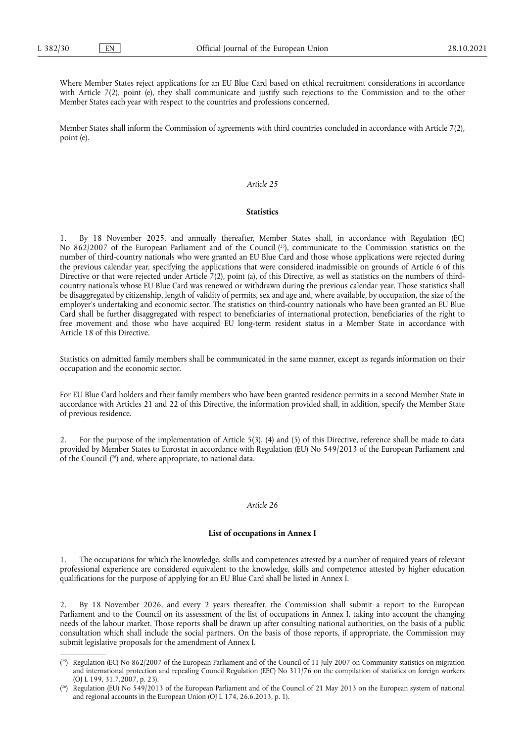Where Member States reject applications for an EU Blue Card based on ethical recruitment considerations in accordance with Article 7(2), point (e), they shall communicate and justify such rejections to the Commission and to the other Member States each year with respect to the countries and professions concerned.

Member States shall inform the Commission of agreements with third countries concluded in accordance with Article 7(2), point (e).

*Article 25*

**Statistics**

1. By 18 November 2025, and annually thereafter, Member States shall, in accordance with Regulation (EC) No 862/2007 of the European Parliament and of the Council [25], communicate to the Commission statistics on the number of third-country nationals who were granted an EU Blue Card and those whose applications were rejected during the previous calendar year, specifying the applications that were considered inadmissible on grounds of Article 6 of this Directive or that were rejected under Article 7(2), point (a), of this Directive, as well as statistics on the numbers of third-country nationals whose EU Blue Card was renewed or withdrawn during the previous calendar year. Those statistics shall be disaggregated by citizenship, length of validity of permits, sex and age and, where available, by occupation, the size of the employer's undertaking and economic sector. The statistics on third-country nationals who have been granted an EU Blue Card shall be further disaggregated with respect to beneficiaries of international protection, beneficiaries of the right to free movement and those who have acquired EU long-term resident status in a Member State in accordance with Article 18 of this Directive.

Statistics on admitted family members shall be communicated in the same manner, except as regards information on their occupation and the economic sector.

For EU Blue Card holders and their family members who have been granted residence permits in a second Member State in accordance with Articles 21 and 22 of this Directive, the information provided shall, in addition, specify the Member State of previous residence.

2. For the purpose of the implementation of Article 5(3), (4) and (5) of this Directive, reference shall be made to data provided by Member States to Eurostat in accordance with Regulation (EU) No 549/2013 of the European Parliament and of the Council [26] and, where appropriate, to national data.

*Article 26*

**List of occupations in Annex I**

1. The occupations for which the knowledge, skills and competences attested by a number of required years of relevant professional experience are considered equivalent to the knowledge, skills and competence attested by higher education qualifications for the purpose of applying for an EU Blue Card shall be listed in Annex I.

2. By 18 November 2026, and every 2 years thereafter, the Commission shall submit a report to the European Parliament and to the Council on its assessment of the list of occupations in Annex I, taking into account the changing needs of the labour market. Those reports shall be drawn up after consulting national authorities, on the basis of a public consultation which shall include the social partners. On the basis of those reports, if appropriate, the Commission may submit legislative proposals for the amendment of Annex I.

---

[25] Regulation (EC) No 862/2007 of the European Parliament and of the Council of 11 July 2007 on Community statistics on migration and international protection and repealing Council Regulation (EEC) No 311/76 on the compilation of statistics on foreign workers (OJ L 199, 31.7.2007, p. 23).

[26] Regulation (EU) No 549/2013 of the European Parliament and of the Council of 21 May 2013 on the European system of national and regional accounts in the European Union (OJ L 174, 26.6.2013, p. 1).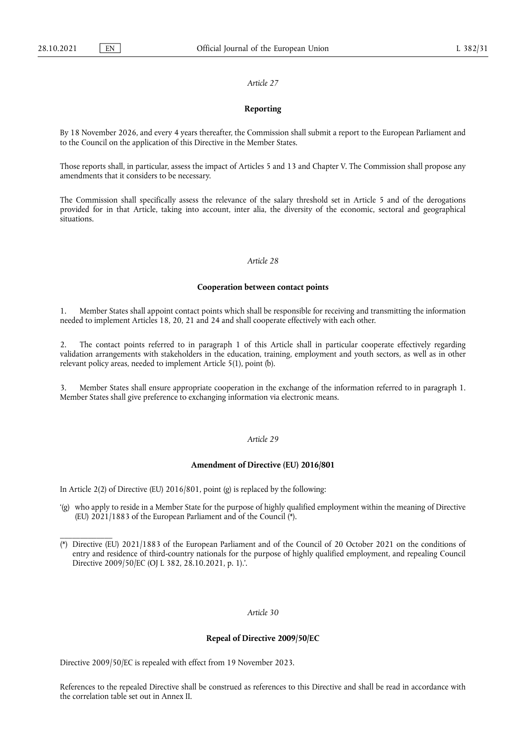*Article 27*

**Reporting**

By 18 November 2026, and every 4 years thereafter, the Commission shall submit a report to the European Parliament and to the Council on the application of this Directive in the Member States.

Those reports shall, in particular, assess the impact of Articles 5 and 13 and Chapter V. The Commission shall propose any amendments that it considers to be necessary.

The Commission shall specifically assess the relevance of the salary threshold set in Article 5 and of the derogations provided for in that Article, taking into account, inter alia, the diversity of the economic, sectoral and geographical situations.

*Article 28*

**Cooperation between contact points**

1. Member States shall appoint contact points which shall be responsible for receiving and transmitting the information needed to implement Articles 18, 20, 21 and 24 and shall cooperate effectively with each other.

2. The contact points referred to in paragraph 1 of this Article shall in particular cooperate effectively regarding validation arrangements with stakeholders in the education, training, employment and youth sectors, as well as in other relevant policy areas, needed to implement Article 5(1), point (b).

3. Member States shall ensure appropriate cooperation in the exchange of the information referred to in paragraph 1. Member States shall give preference to exchanging information via electronic means.

*Article 29*

**Amendment of Directive (EU) 2016/801**

In Article 2(2) of Directive (EU) 2016/801, point (g) is replaced by the following:

'(g) who apply to reside in a Member State for the purpose of highly qualified employment within the meaning of Directive (EU) 2021/1883 of the European Parliament and of the Council (*).

---

(*) Directive (EU) 2021/1883 of the European Parliament and of the Council of 20 October 2021 on the conditions of entry and residence of third-country nationals for the purpose of highly qualified employment, and repealing Council Directive 2009/50/EC (OJ L 382, 28.10.2021, p. 1).'.

*Article 30*

**Repeal of Directive 2009/50/EC**

Directive 2009/50/EC is repealed with effect from 19 November 2023.

References to the repealed Directive shall be construed as references to this Directive and shall be read in accordance with the correlation table set out in Annex II.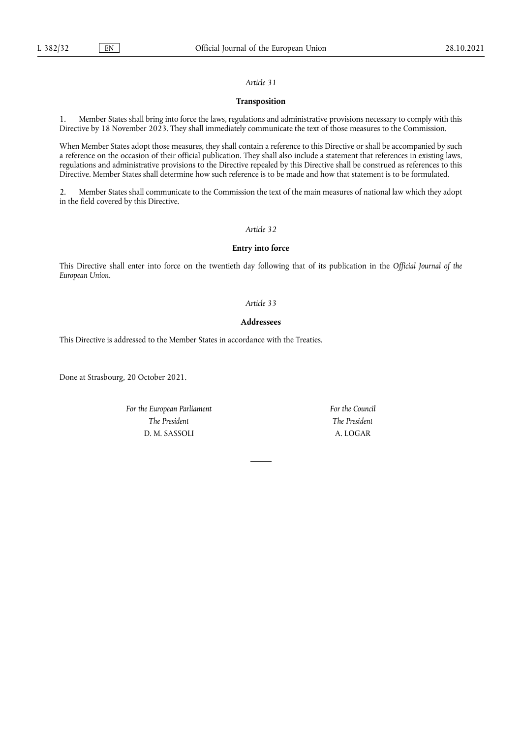*Article 31*

**Transposition**

1. Member States shall bring into force the laws, regulations and administrative provisions necessary to comply with this Directive by 18 November 2023. They shall immediately communicate the text of those measures to the Commission.

When Member States adopt those measures, they shall contain a reference to this Directive or shall be accompanied by such a reference on the occasion of their official publication. They shall also include a statement that references in existing laws, regulations and administrative provisions to the Directive repealed by this Directive shall be construed as references to this Directive. Member States shall determine how such reference is to be made and how that statement is to be formulated.

2. Member States shall communicate to the Commission the text of the main measures of national law which they adopt in the field covered by this Directive.

*Article 32*

**Entry into force**

This Directive shall enter into force on the twentieth day following that of its publication in the *Official Journal of the European Union*.

*Article 33*

**Addressees**

This Directive is addressed to the Member States in accordance with the Treaties.

Done at Strasbourg, 20 October 2021.

*For the European Parliament*
*The President*
D. M. SASSOLI

*For the Council*
*The President*
A. LOGAR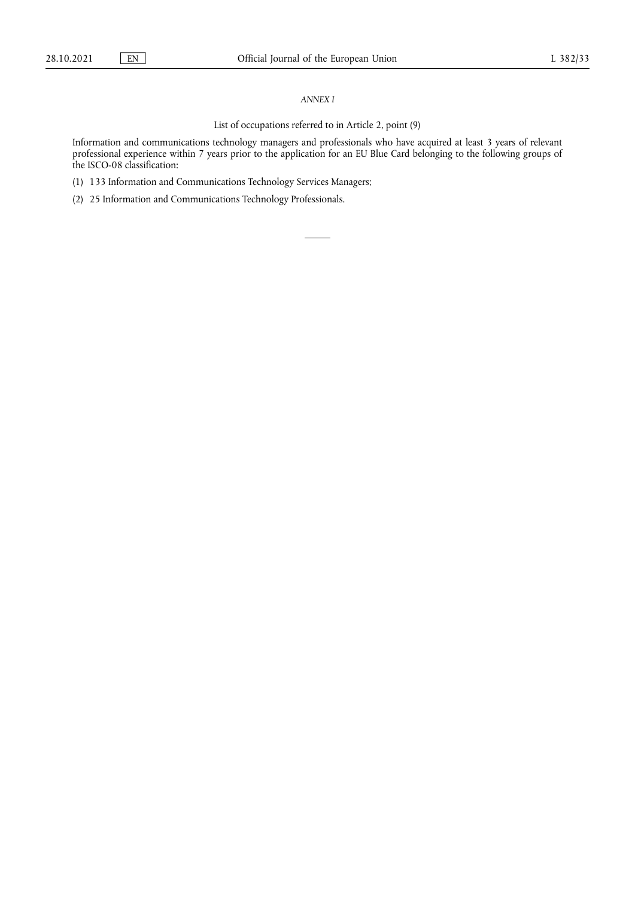*ANNEX I*

List of occupations referred to in Article 2, point (9)

Information and communications technology managers and professionals who have acquired at least 3 years of relevant professional experience within 7 years prior to the application for an EU Blue Card belonging to the following groups of the ISCO-08 classification:

(1) 133 Information and Communications Technology Services Managers;

(2) 25 Information and Communications Technology Professionals.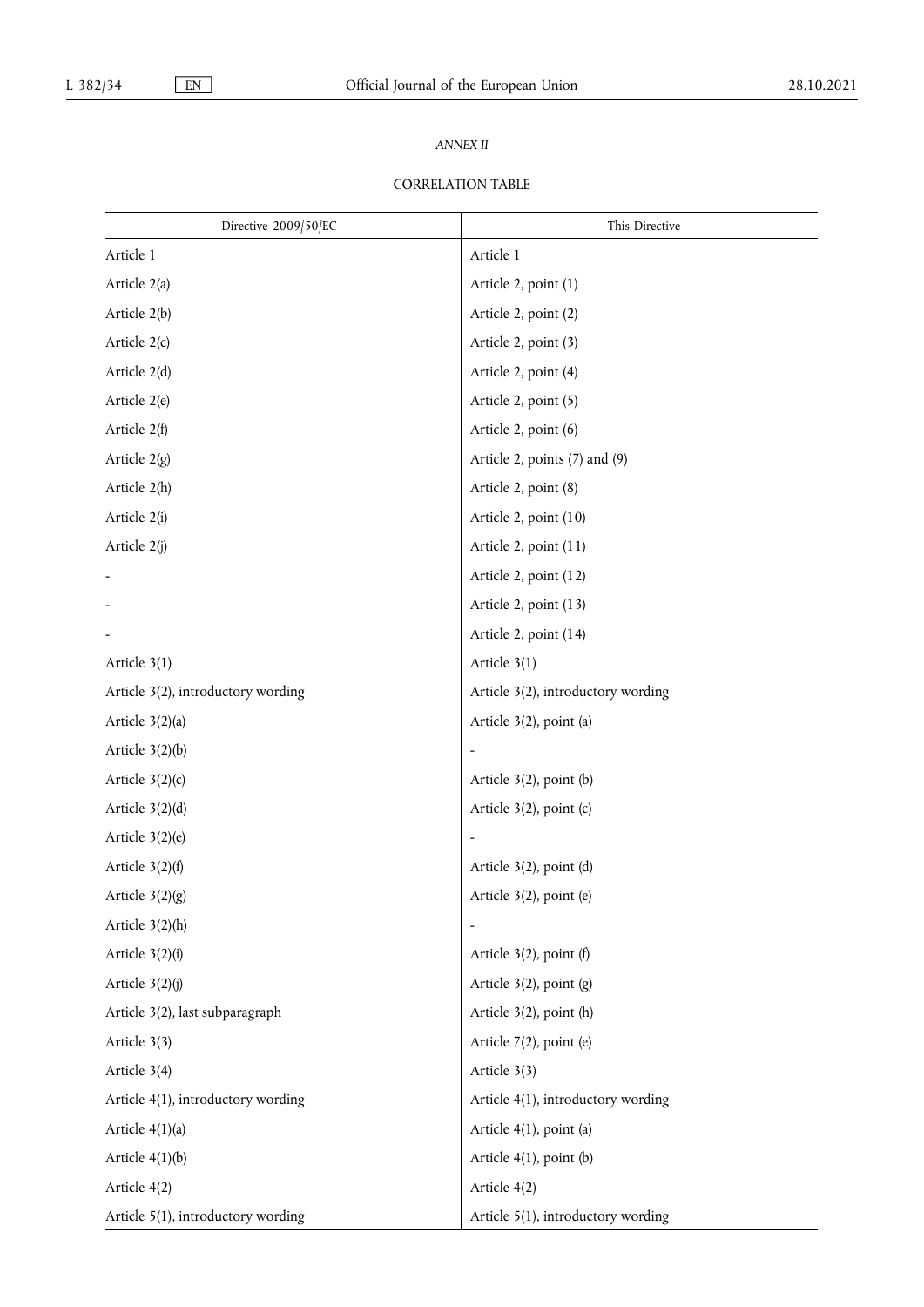*ANNEX II*

CORRELATION TABLE

| Directive 2009/50/EC | This Directive |
|---|---|
| Article 1 | Article 1 |
| Article 2(a) | Article 2, point (1) |
| Article 2(b) | Article 2, point (2) |
| Article 2(c) | Article 2, point (3) |
| Article 2(d) | Article 2, point (4) |
| Article 2(e) | Article 2, point (5) |
| Article 2(f) | Article 2, point (6) |
| Article 2(g) | Article 2, points (7) and (9) |
| Article 2(h) | Article 2, point (8) |
| Article 2(i) | Article 2, point (10) |
| Article 2(j) | Article 2, point (11) |
| - | Article 2, point (12) |
| - | Article 2, point (13) |
| - | Article 2, point (14) |
| Article 3(1) | Article 3(1) |
| Article 3(2), introductory wording | Article 3(2), introductory wording |
| Article 3(2)(a) | Article 3(2), point (a) |
| Article 3(2)(b) | - |
| Article 3(2)(c) | Article 3(2), point (b) |
| Article 3(2)(d) | Article 3(2), point (c) |
| Article 3(2)(e) | - |
| Article 3(2)(f) | Article 3(2), point (d) |
| Article 3(2)(g) | Article 3(2), point (e) |
| Article 3(2)(h) | - |
| Article 3(2)(i) | Article 3(2), point (f) |
| Article 3(2)(j) | Article 3(2), point (g) |
| Article 3(2), last subparagraph | Article 3(2), point (h) |
| Article 3(3) | Article 7(2), point (e) |
| Article 3(4) | Article 3(3) |
| Article 4(1), introductory wording | Article 4(1), introductory wording |
| Article 4(1)(a) | Article 4(1), point (a) |
| Article 4(1)(b) | Article 4(1), point (b) |
| Article 4(2) | Article 4(2) |
| Article 5(1), introductory wording | Article 5(1), introductory wording |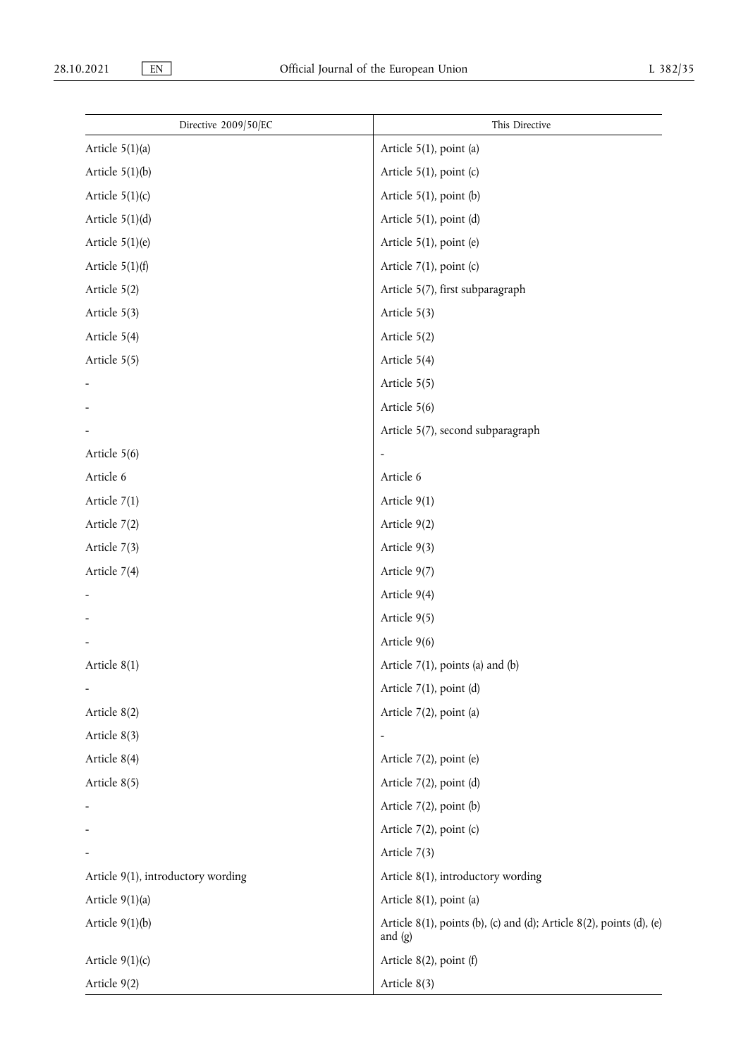| Directive 2009/50/EC | This Directive |
| --- | --- |
| Article 5(1)(a) | Article 5(1), point (a) |
| Article 5(1)(b) | Article 5(1), point (c) |
| Article 5(1)(c) | Article 5(1), point (b) |
| Article 5(1)(d) | Article 5(1), point (d) |
| Article 5(1)(e) | Article 5(1), point (e) |
| Article 5(1)(f) | Article 7(1), point (c) |
| Article 5(2) | Article 5(7), first subparagraph |
| Article 5(3) | Article 5(3) |
| Article 5(4) | Article 5(2) |
| Article 5(5) | Article 5(4) |
| - | Article 5(5) |
| - | Article 5(6) |
| - | Article 5(7), second subparagraph |
| Article 5(6) | - |
| Article 6 | Article 6 |
| Article 7(1) | Article 9(1) |
| Article 7(2) | Article 9(2) |
| Article 7(3) | Article 9(3) |
| Article 7(4) | Article 9(7) |
| - | Article 9(4) |
| - | Article 9(5) |
| - | Article 9(6) |
| Article 8(1) | Article 7(1), points (a) and (b) |
| - | Article 7(1), point (d) |
| Article 8(2) | Article 7(2), point (a) |
| Article 8(3) | - |
| Article 8(4) | Article 7(2), point (e) |
| Article 8(5) | Article 7(2), point (d) |
| - | Article 7(2), point (b) |
| - | Article 7(2), point (c) |
| - | Article 7(3) |
| Article 9(1), introductory wording | Article 8(1), introductory wording |
| Article 9(1)(a) | Article 8(1), point (a) |
| Article 9(1)(b) | Article 8(1), points (b), (c) and (d); Article 8(2), points (d), (e) and (g) |
| Article 9(1)(c) | Article 8(2), point (f) |
| Article 9(2) | Article 8(3) |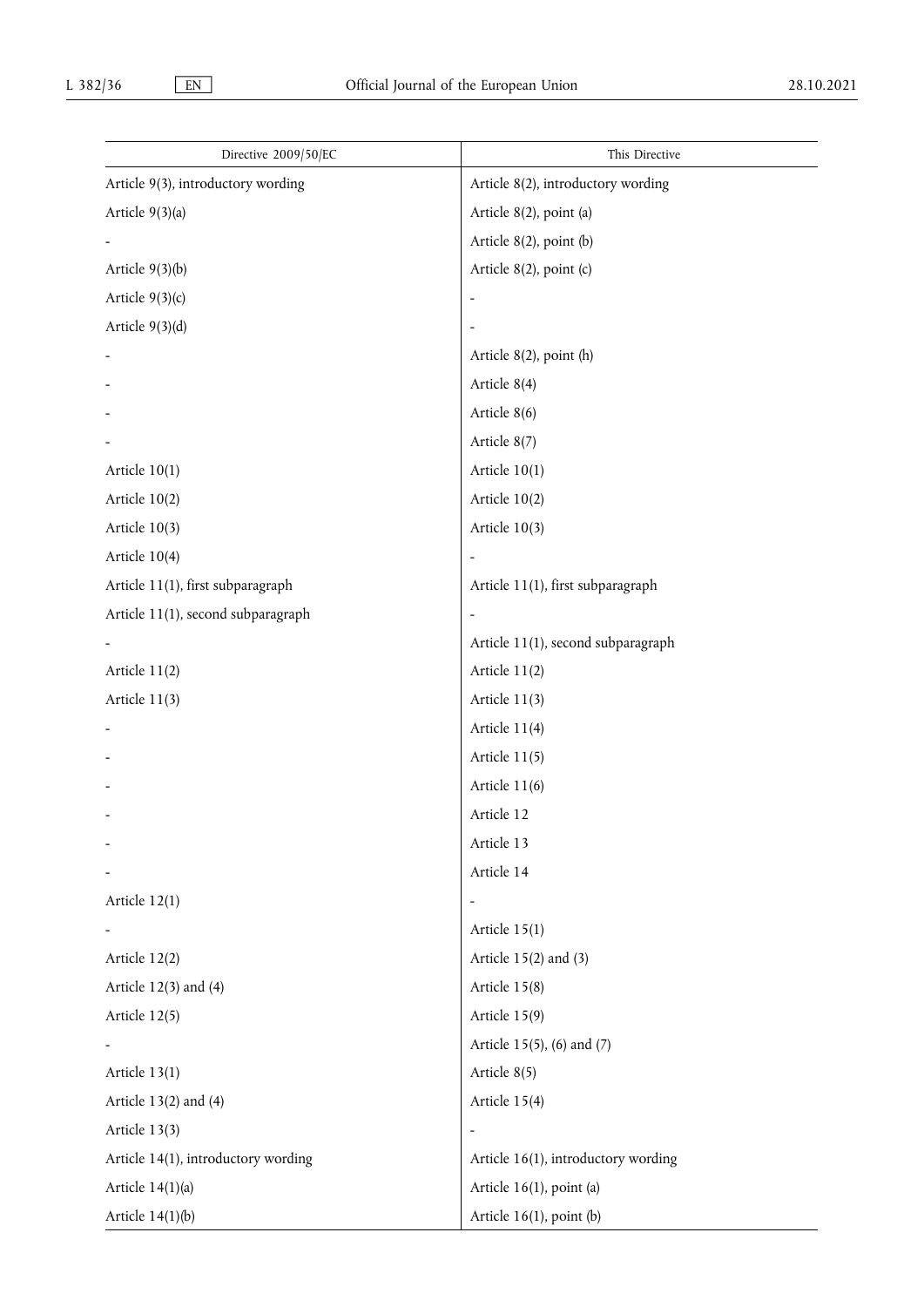| Directive 2009/50/EC | This Directive |
| --- | --- |
| Article 9(3), introductory wording | Article 8(2), introductory wording |
| Article 9(3)(a) | Article 8(2), point (a) |
| - | Article 8(2), point (b) |
| Article 9(3)(b) | Article 8(2), point (c) |
| Article 9(3)(c) | - |
| Article 9(3)(d) | - |
| - | Article 8(2), point (h) |
| - | Article 8(4) |
| - | Article 8(6) |
| - | Article 8(7) |
| Article 10(1) | Article 10(1) |
| Article 10(2) | Article 10(2) |
| Article 10(3) | Article 10(3) |
| Article 10(4) | - |
| Article 11(1), first subparagraph | Article 11(1), first subparagraph |
| Article 11(1), second subparagraph | - |
| - | Article 11(1), second subparagraph |
| Article 11(2) | Article 11(2) |
| Article 11(3) | Article 11(3) |
| - | Article 11(4) |
| - | Article 11(5) |
| - | Article 11(6) |
| - | Article 12 |
| - | Article 13 |
| - | Article 14 |
| Article 12(1) | - |
| - | Article 15(1) |
| Article 12(2) | Article 15(2) and (3) |
| Article 12(3) and (4) | Article 15(8) |
| Article 12(5) | Article 15(9) |
| - | Article 15(5), (6) and (7) |
| Article 13(1) | Article 8(5) |
| Article 13(2) and (4) | Article 15(4) |
| Article 13(3) | - |
| Article 14(1), introductory wording | Article 16(1), introductory wording |
| Article 14(1)(a) | Article 16(1), point (a) |
| Article 14(1)(b) | Article 16(1), point (b) |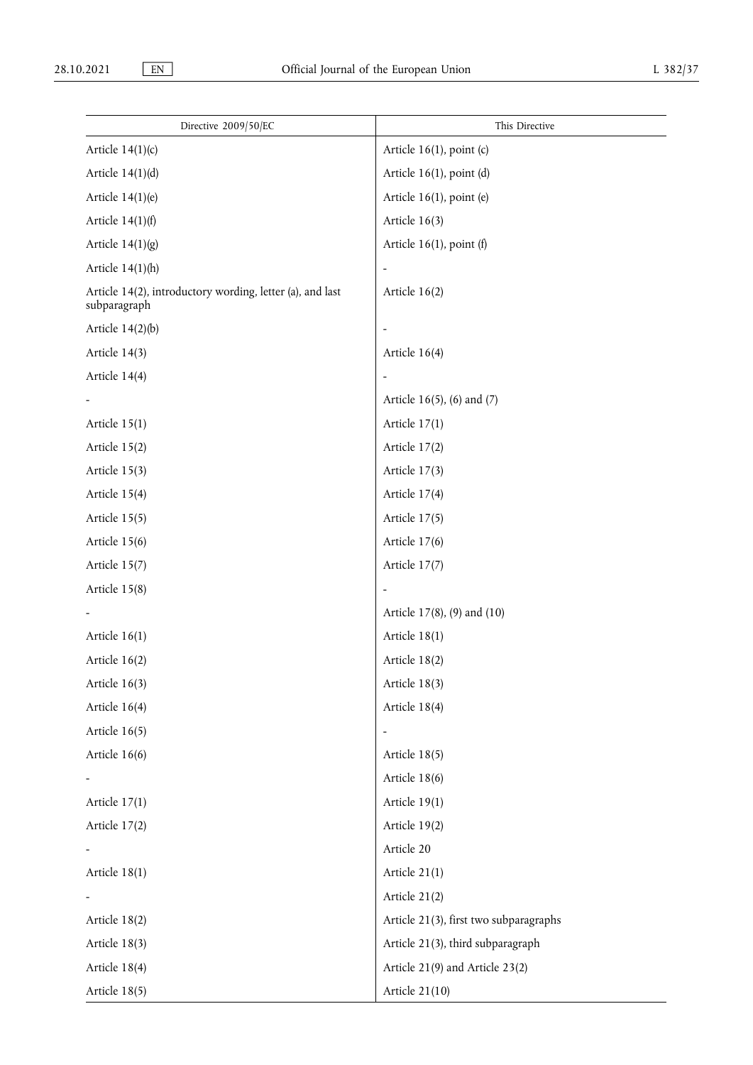| Directive 2009/50/EC | This Directive |
|---|---|
| Article 14(1)(c) | Article 16(1), point (c) |
| Article 14(1)(d) | Article 16(1), point (d) |
| Article 14(1)(e) | Article 16(1), point (e) |
| Article 14(1)(f) | Article 16(3) |
| Article 14(1)(g) | Article 16(1), point (f) |
| Article 14(1)(h) | - |
| Article 14(2), introductory wording, letter (a), and last subparagraph | Article 16(2) |
| Article 14(2)(b) | - |
| Article 14(3) | Article 16(4) |
| Article 14(4) | - |
| - | Article 16(5), (6) and (7) |
| Article 15(1) | Article 17(1) |
| Article 15(2) | Article 17(2) |
| Article 15(3) | Article 17(3) |
| Article 15(4) | Article 17(4) |
| Article 15(5) | Article 17(5) |
| Article 15(6) | Article 17(6) |
| Article 15(7) | Article 17(7) |
| Article 15(8) | - |
| - | Article 17(8), (9) and (10) |
| Article 16(1) | Article 18(1) |
| Article 16(2) | Article 18(2) |
| Article 16(3) | Article 18(3) |
| Article 16(4) | Article 18(4) |
| Article 16(5) | - |
| Article 16(6) | Article 18(5) |
| - | Article 18(6) |
| Article 17(1) | Article 19(1) |
| Article 17(2) | Article 19(2) |
| - | Article 20 |
| Article 18(1) | Article 21(1) |
| - | Article 21(2) |
| Article 18(2) | Article 21(3), first two subparagraphs |
| Article 18(3) | Article 21(3), third subparagraph |
| Article 18(4) | Article 21(9) and Article 23(2) |
| Article 18(5) | Article 21(10) |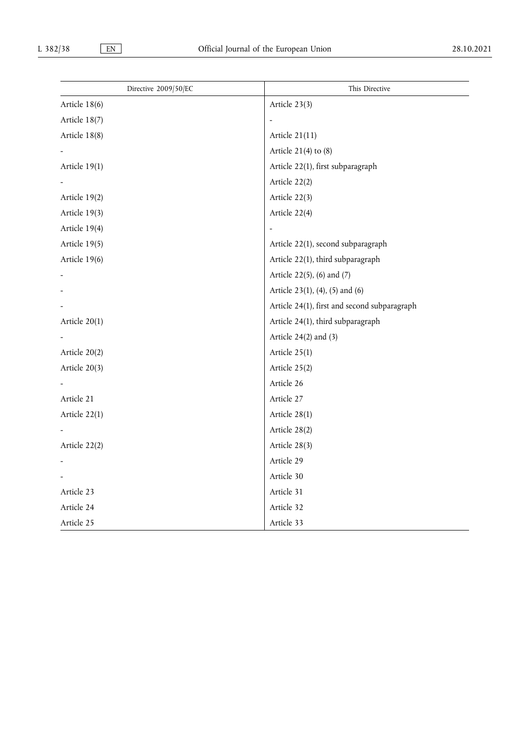| Directive 2009/50/EC | This Directive |
|---|---|
| Article 18(6) | Article 23(3) |
| Article 18(7) | - |
| Article 18(8) | Article 21(11) |
| - | Article 21(4) to (8) |
| Article 19(1) | Article 22(1), first subparagraph |
| - | Article 22(2) |
| Article 19(2) | Article 22(3) |
| Article 19(3) | Article 22(4) |
| Article 19(4) | - |
| Article 19(5) | Article 22(1), second subparagraph |
| Article 19(6) | Article 22(1), third subparagraph |
| - | Article 22(5), (6) and (7) |
| - | Article 23(1), (4), (5) and (6) |
| - | Article 24(1), first and second subparagraph |
| Article 20(1) | Article 24(1), third subparagraph |
| - | Article 24(2) and (3) |
| Article 20(2) | Article 25(1) |
| Article 20(3) | Article 25(2) |
| - | Article 26 |
| Article 21 | Article 27 |
| Article 22(1) | Article 28(1) |
| - | Article 28(2) |
| Article 22(2) | Article 28(3) |
| - | Article 29 |
| - | Article 30 |
| Article 23 | Article 31 |
| Article 24 | Article 32 |
| Article 25 | Article 33 |